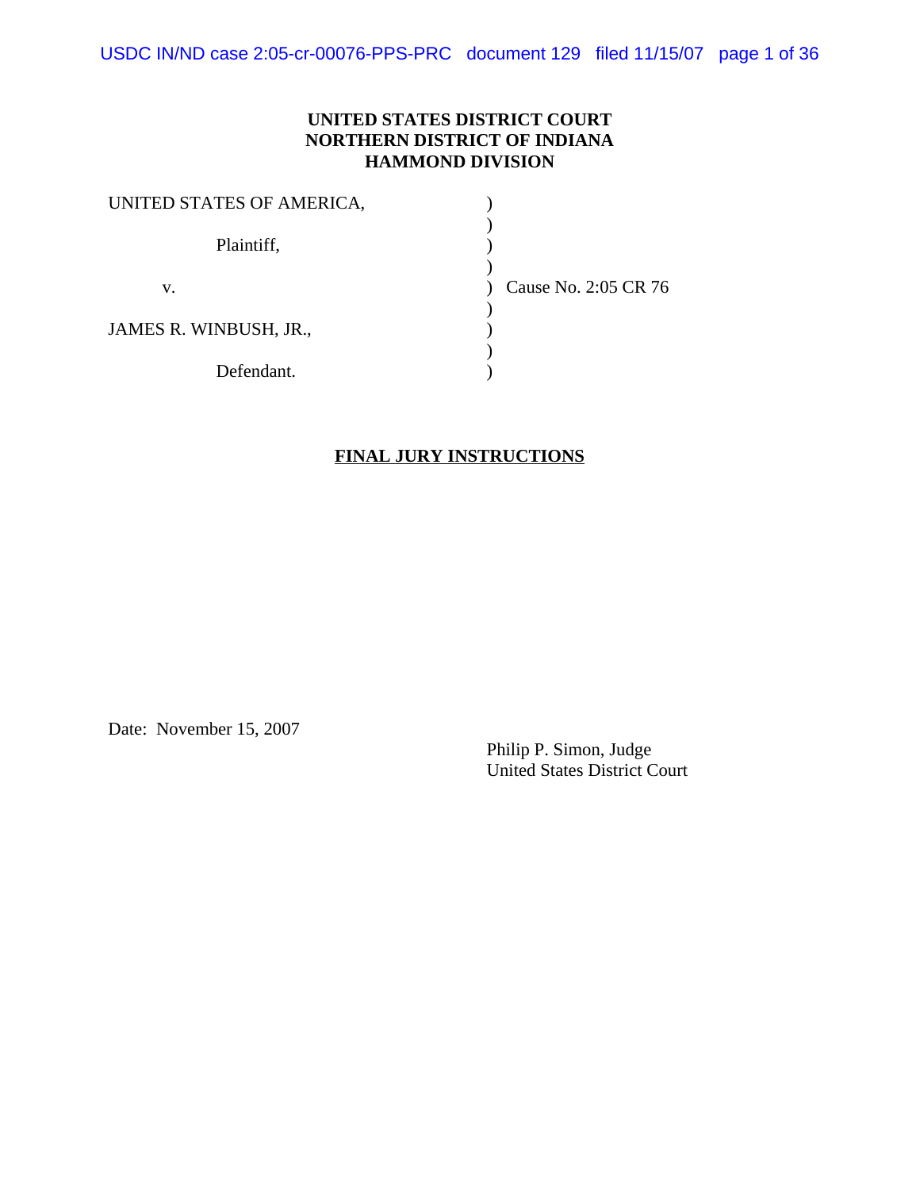**UNITED STATES DISTRICT COURT**
**NORTHERN DISTRICT OF INDIANA**
**HAMMOND DIVISION**

UNITED STATES OF AMERICA, )
)
Plaintiff, )
)
v. ) Cause No. 2:05 CR 76
)
JAMES R. WINBUSH, JR., )
)
Defendant. )

## FINAL JURY INSTRUCTIONS

Date: November 15, 2007

Philip P. Simon, Judge
United States District Court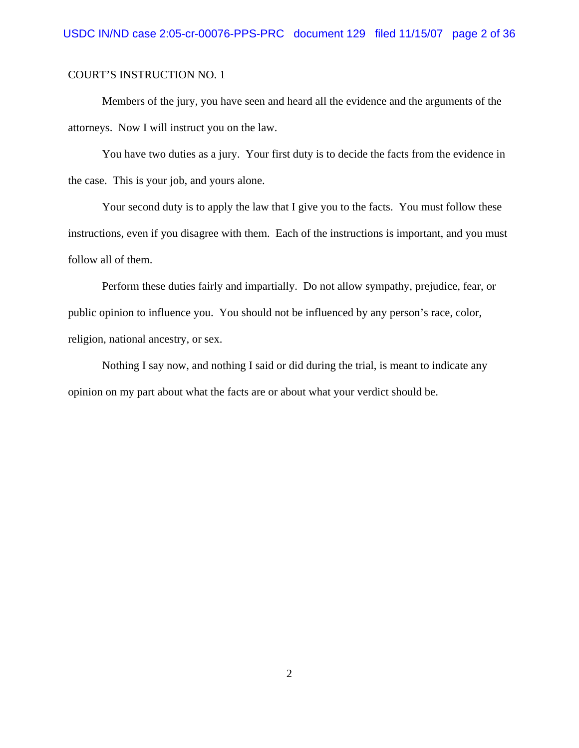COURT'S INSTRUCTION NO. 1

Members of the jury, you have seen and heard all the evidence and the arguments of the attorneys. Now I will instruct you on the law.

You have two duties as a jury. Your first duty is to decide the facts from the evidence in the case. This is your job, and yours alone.

Your second duty is to apply the law that I give you to the facts. You must follow these instructions, even if you disagree with them. Each of the instructions is important, and you must follow all of them.

Perform these duties fairly and impartially. Do not allow sympathy, prejudice, fear, or public opinion to influence you. You should not be influenced by any person's race, color, religion, national ancestry, or sex.

Nothing I say now, and nothing I said or did during the trial, is meant to indicate any opinion on my part about what the facts are or about what your verdict should be.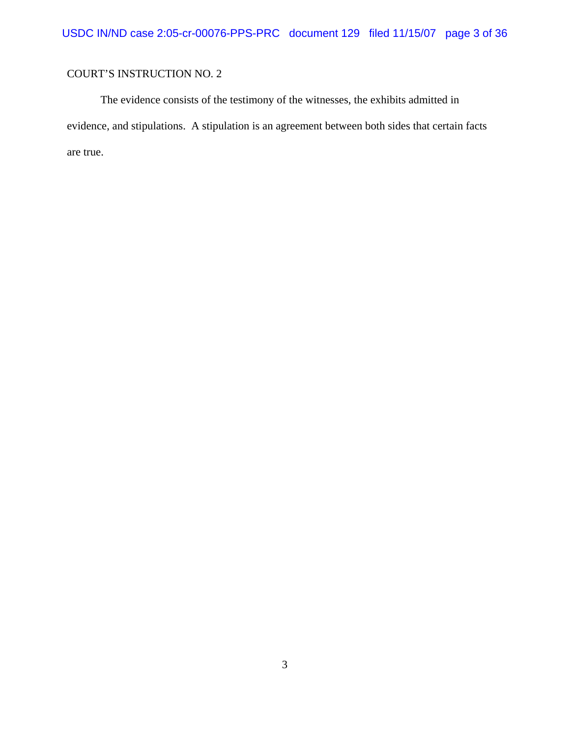COURT'S INSTRUCTION NO. 2

The evidence consists of the testimony of the witnesses, the exhibits admitted in evidence, and stipulations. A stipulation is an agreement between both sides that certain facts are true.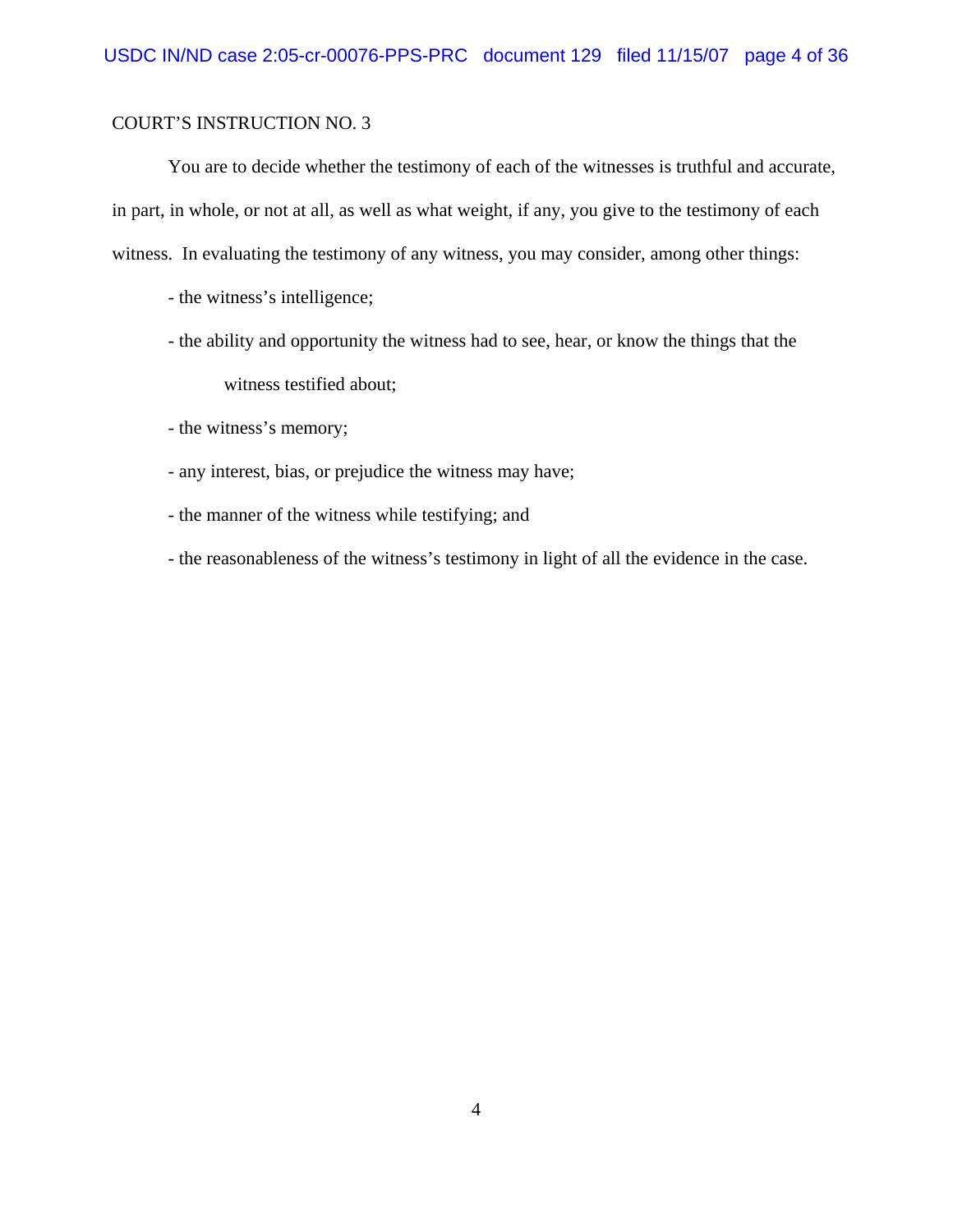COURT'S INSTRUCTION NO. 3

You are to decide whether the testimony of each of the witnesses is truthful and accurate, in part, in whole, or not at all, as well as what weight, if any, you give to the testimony of each witness. In evaluating the testimony of any witness, you may consider, among other things:

- the witness's intelligence;
- the ability and opportunity the witness had to see, hear, or know the things that the witness testified about;
- the witness's memory;
- any interest, bias, or prejudice the witness may have;
- the manner of the witness while testifying; and
- the reasonableness of the witness's testimony in light of all the evidence in the case.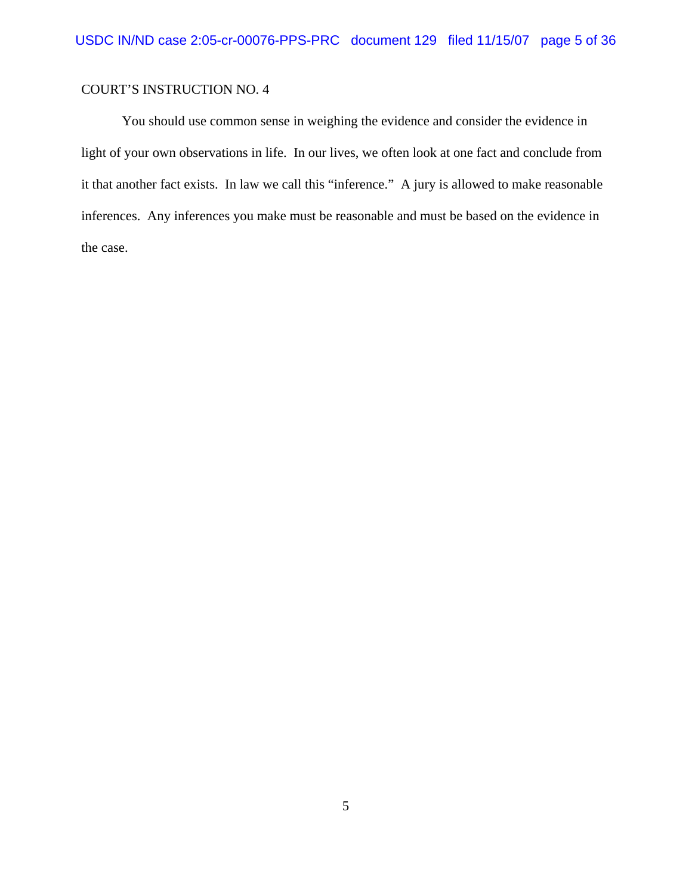COURT'S INSTRUCTION NO. 4

You should use common sense in weighing the evidence and consider the evidence in light of your own observations in life. In our lives, we often look at one fact and conclude from it that another fact exists. In law we call this "inference." A jury is allowed to make reasonable inferences. Any inferences you make must be reasonable and must be based on the evidence in the case.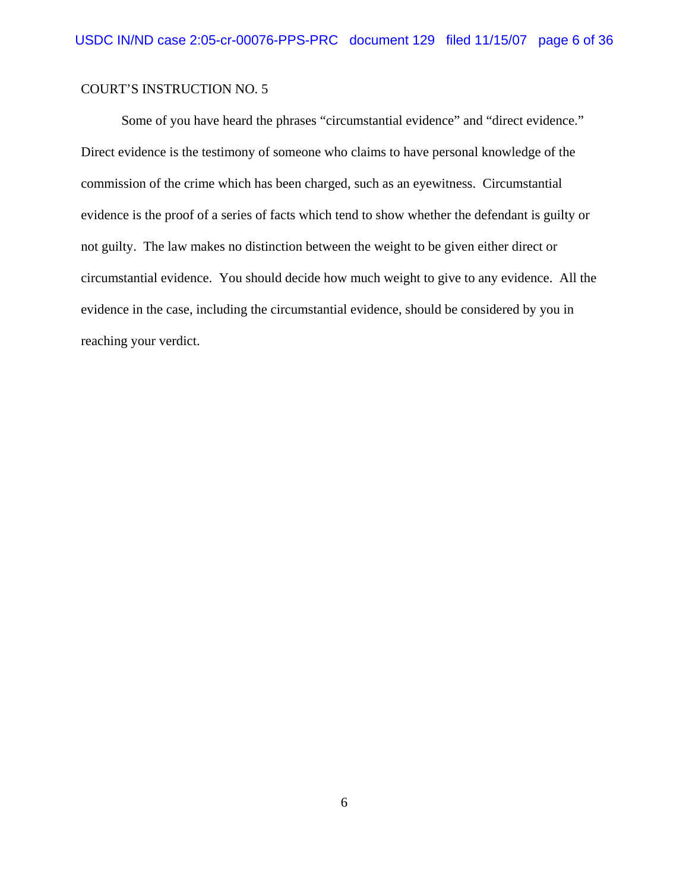COURT'S INSTRUCTION NO. 5

Some of you have heard the phrases "circumstantial evidence" and "direct evidence." Direct evidence is the testimony of someone who claims to have personal knowledge of the commission of the crime which has been charged, such as an eyewitness. Circumstantial evidence is the proof of a series of facts which tend to show whether the defendant is guilty or not guilty. The law makes no distinction between the weight to be given either direct or circumstantial evidence. You should decide how much weight to give to any evidence. All the evidence in the case, including the circumstantial evidence, should be considered by you in reaching your verdict.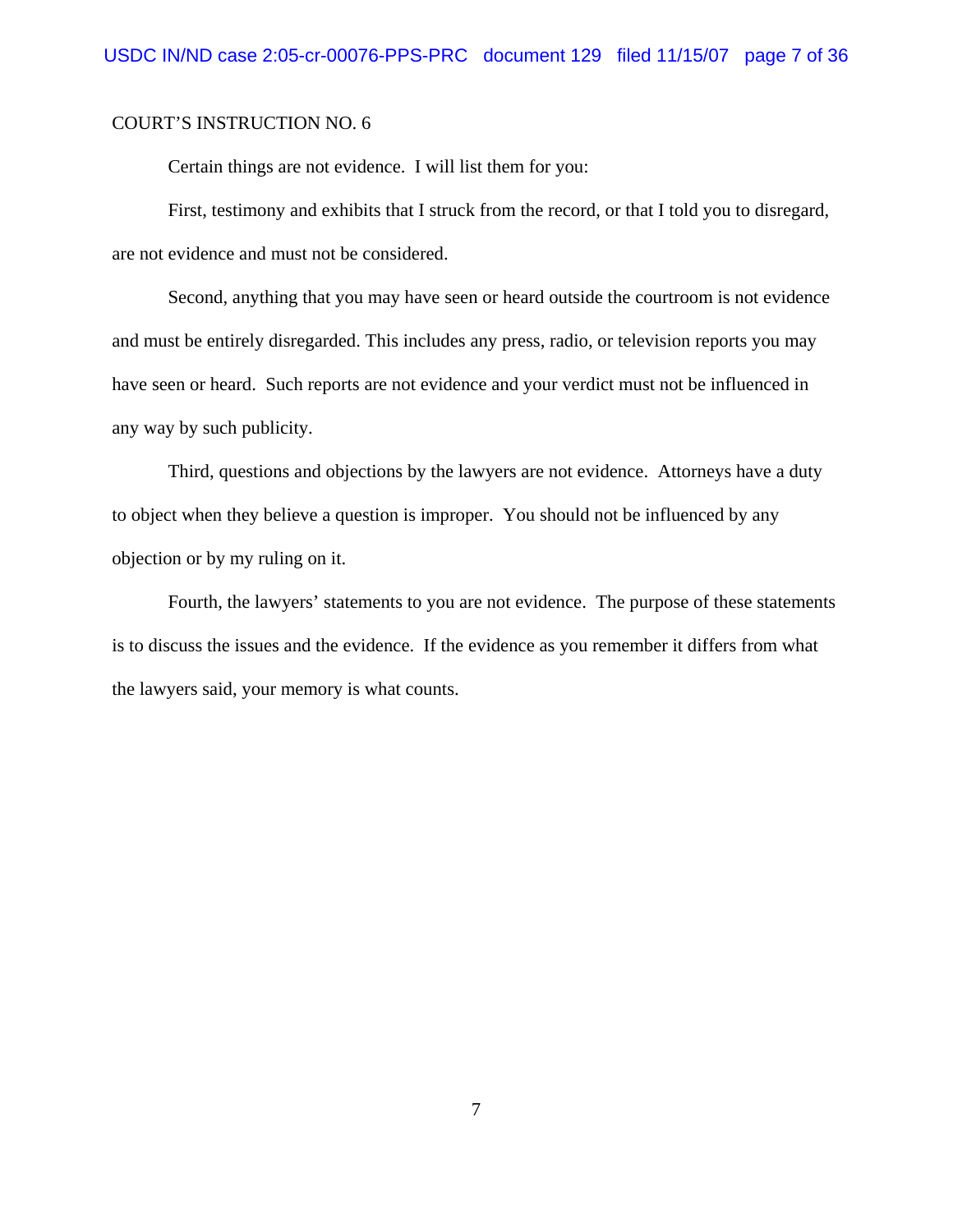COURT'S INSTRUCTION NO. 6

Certain things are not evidence. I will list them for you:

First, testimony and exhibits that I struck from the record, or that I told you to disregard, are not evidence and must not be considered.

Second, anything that you may have seen or heard outside the courtroom is not evidence and must be entirely disregarded. This includes any press, radio, or television reports you may have seen or heard. Such reports are not evidence and your verdict must not be influenced in any way by such publicity.

Third, questions and objections by the lawyers are not evidence. Attorneys have a duty to object when they believe a question is improper. You should not be influenced by any objection or by my ruling on it.

Fourth, the lawyers' statements to you are not evidence. The purpose of these statements is to discuss the issues and the evidence. If the evidence as you remember it differs from what the lawyers said, your memory is what counts.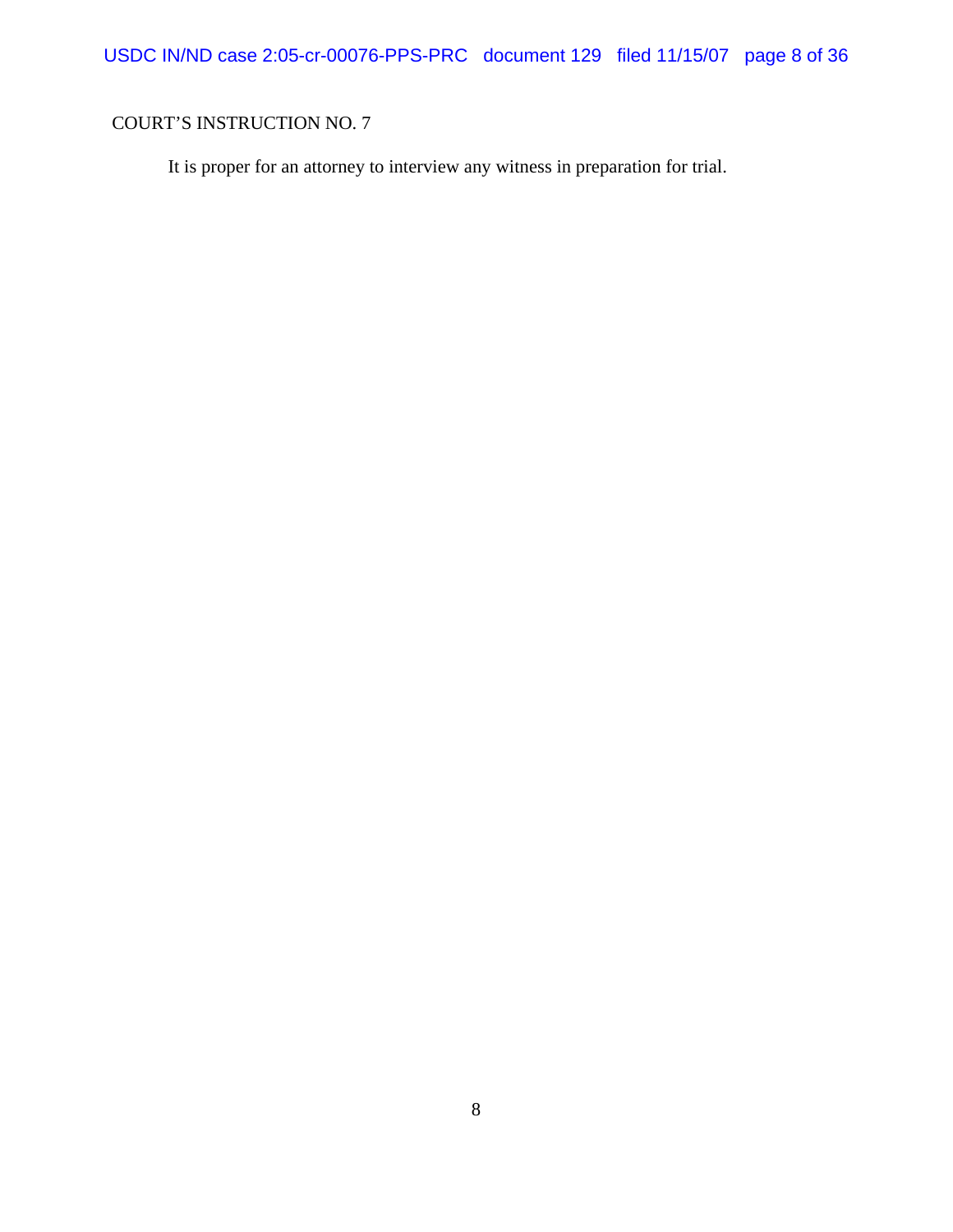COURT'S INSTRUCTION NO. 7

It is proper for an attorney to interview any witness in preparation for trial.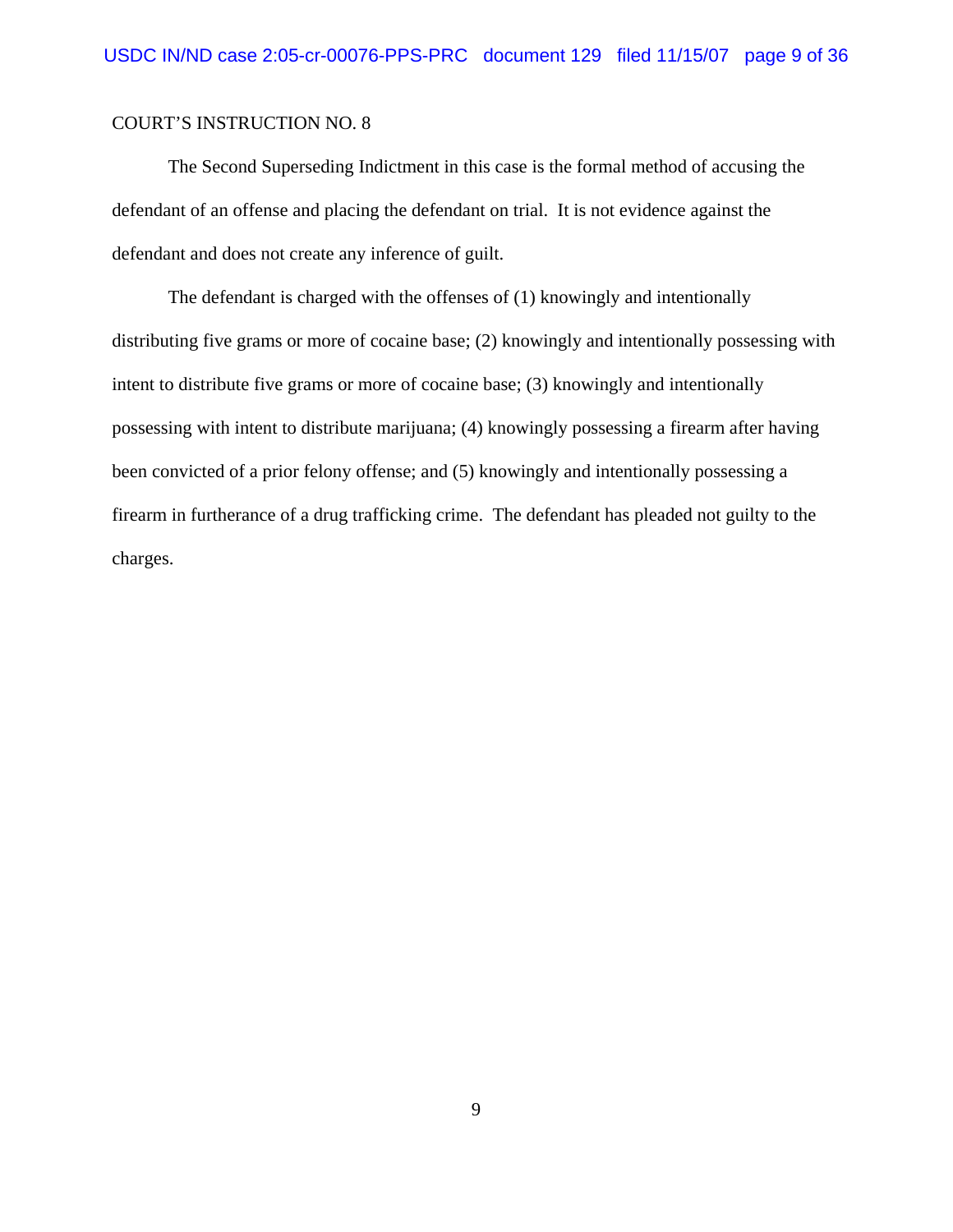COURT'S INSTRUCTION NO. 8

The Second Superseding Indictment in this case is the formal method of accusing the defendant of an offense and placing the defendant on trial. It is not evidence against the defendant and does not create any inference of guilt.

The defendant is charged with the offenses of (1) knowingly and intentionally distributing five grams or more of cocaine base; (2) knowingly and intentionally possessing with intent to distribute five grams or more of cocaine base; (3) knowingly and intentionally possessing with intent to distribute marijuana; (4) knowingly possessing a firearm after having been convicted of a prior felony offense; and (5) knowingly and intentionally possessing a firearm in furtherance of a drug trafficking crime. The defendant has pleaded not guilty to the charges.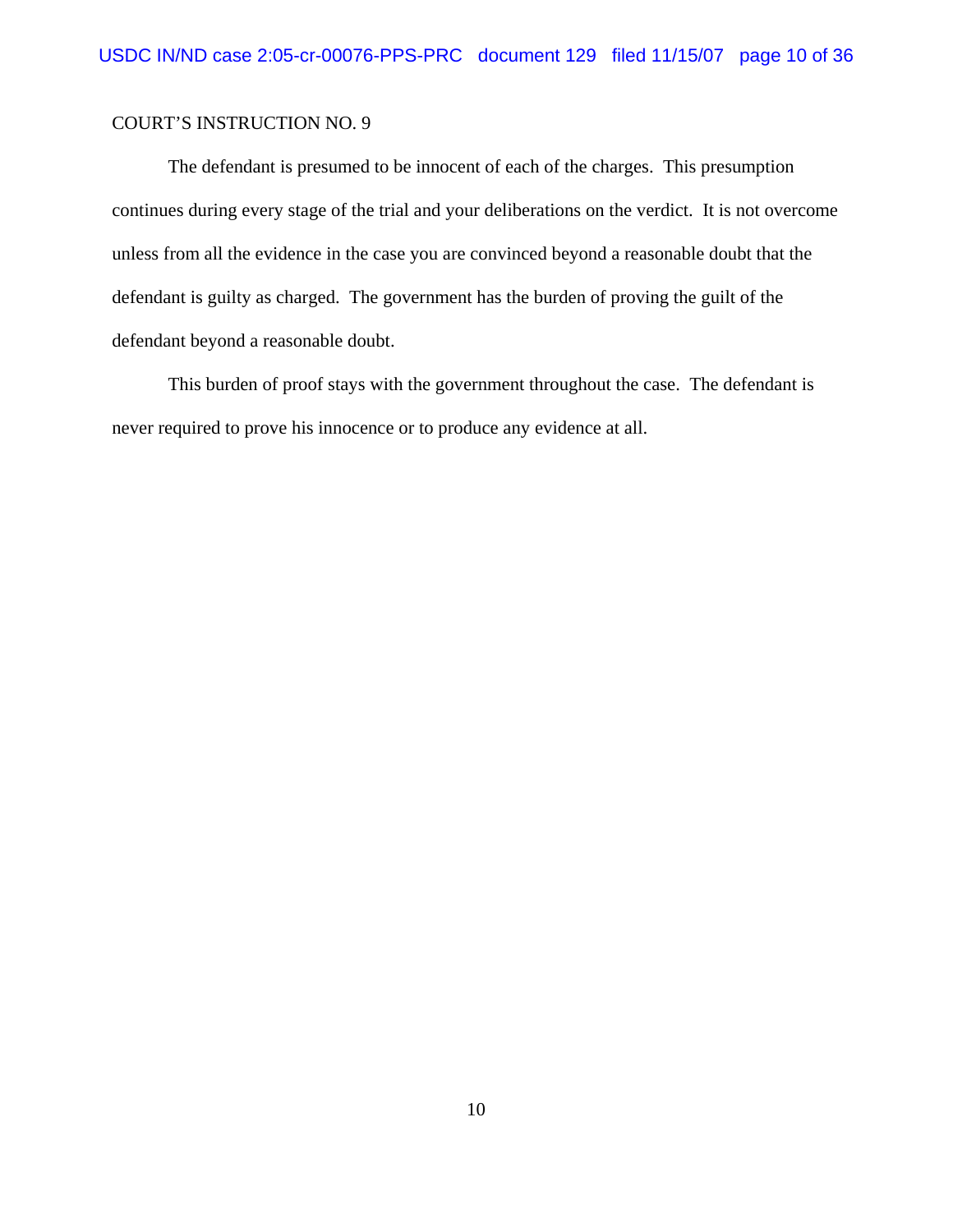COURT'S INSTRUCTION NO. 9

The defendant is presumed to be innocent of each of the charges. This presumption continues during every stage of the trial and your deliberations on the verdict. It is not overcome unless from all the evidence in the case you are convinced beyond a reasonable doubt that the defendant is guilty as charged. The government has the burden of proving the guilt of the defendant beyond a reasonable doubt.

This burden of proof stays with the government throughout the case. The defendant is never required to prove his innocence or to produce any evidence at all.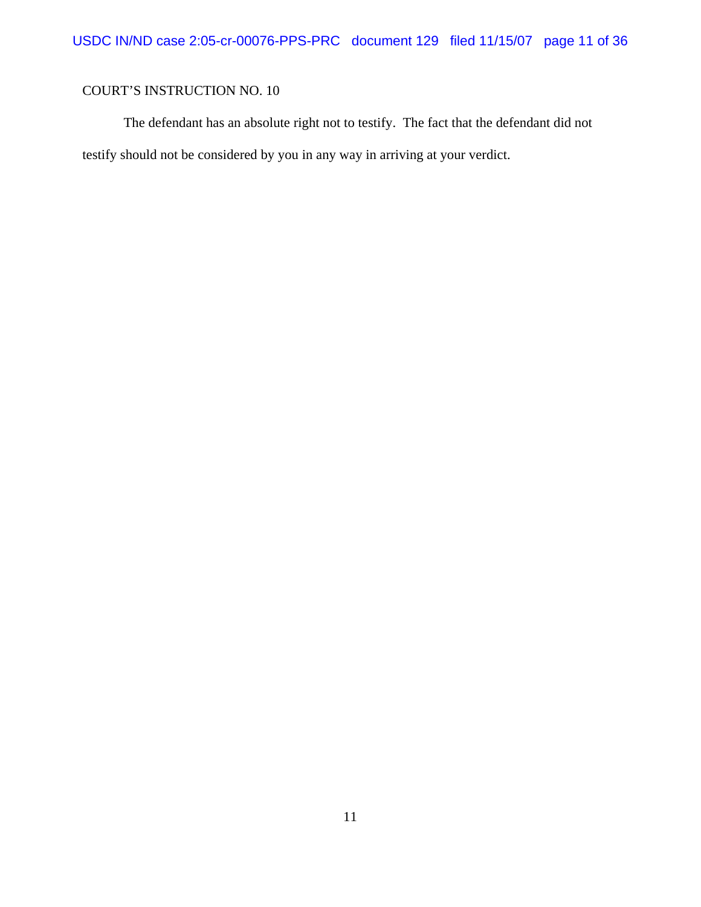COURT'S INSTRUCTION NO. 10

The defendant has an absolute right not to testify. The fact that the defendant did not testify should not be considered by you in any way in arriving at your verdict.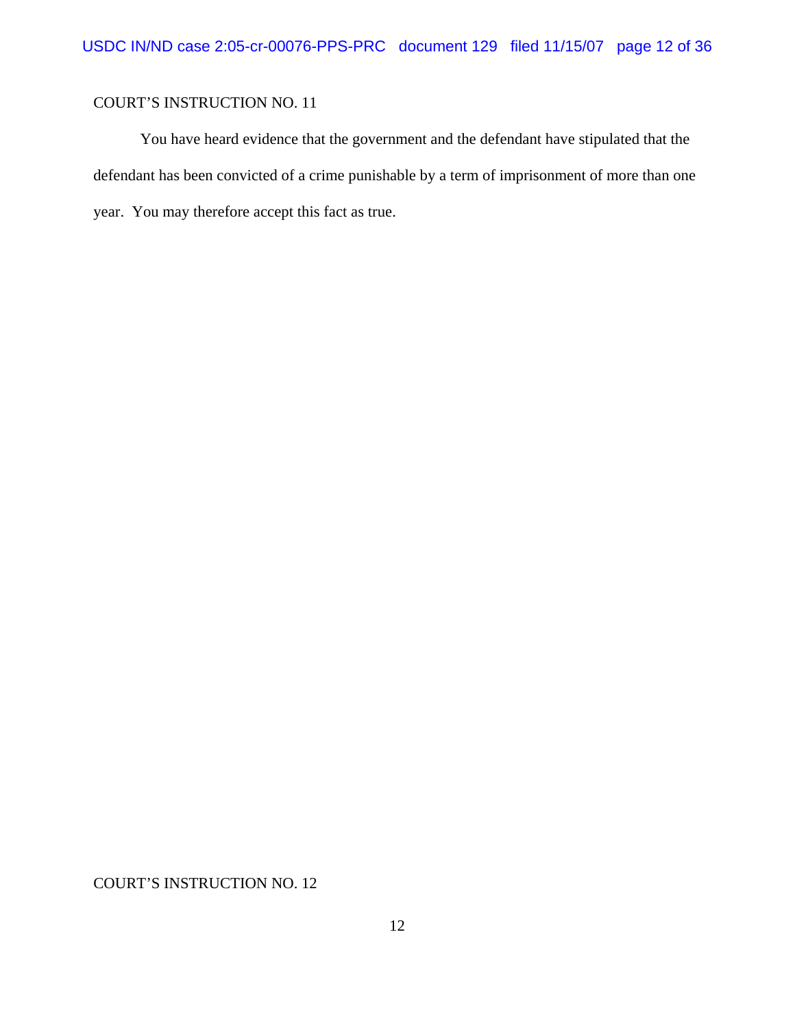COURT'S INSTRUCTION NO. 11

You have heard evidence that the government and the defendant have stipulated that the defendant has been convicted of a crime punishable by a term of imprisonment of more than one year. You may therefore accept this fact as true.

COURT'S INSTRUCTION NO. 12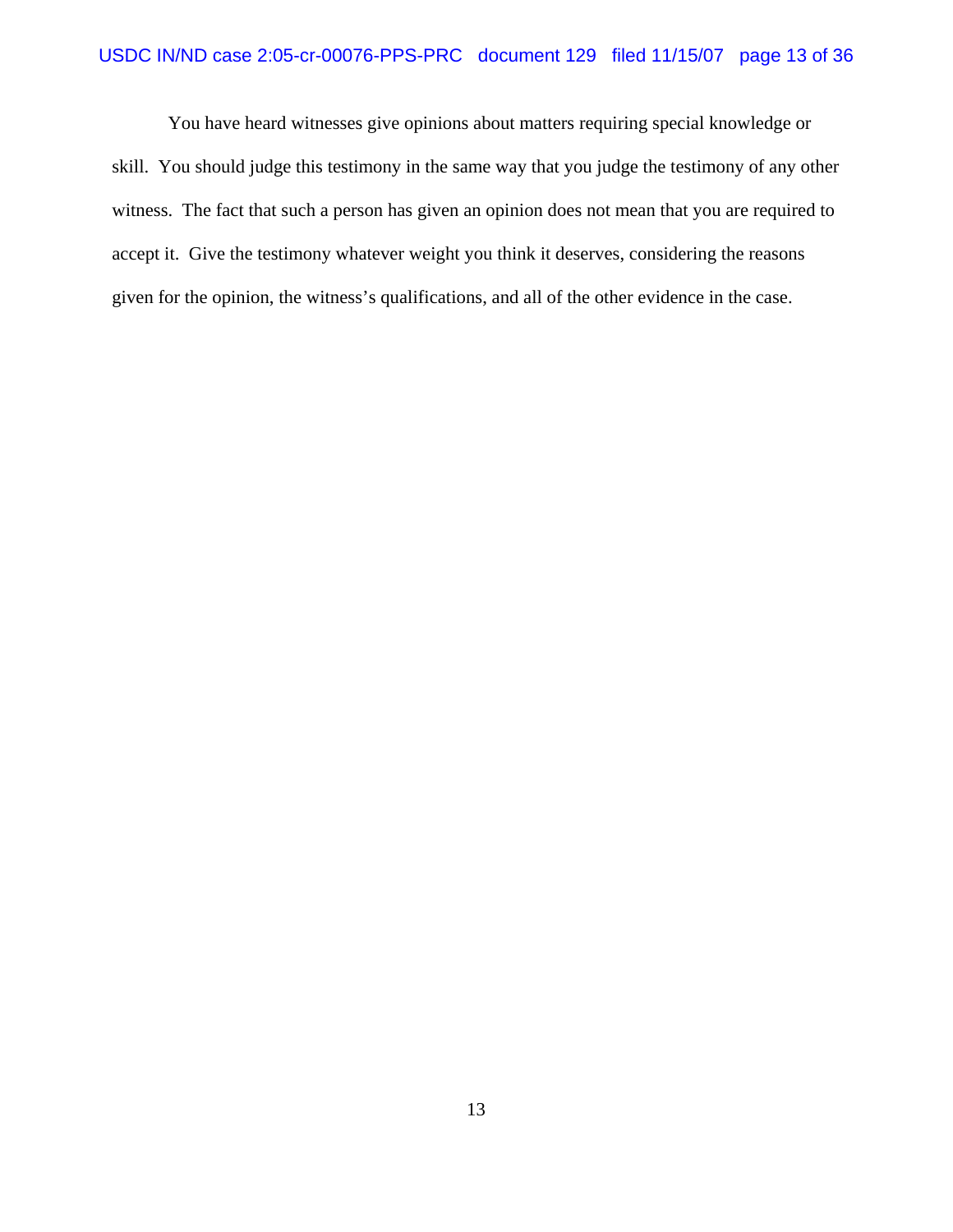You have heard witnesses give opinions about matters requiring special knowledge or skill. You should judge this testimony in the same way that you judge the testimony of any other witness. The fact that such a person has given an opinion does not mean that you are required to accept it. Give the testimony whatever weight you think it deserves, considering the reasons given for the opinion, the witness's qualifications, and all of the other evidence in the case.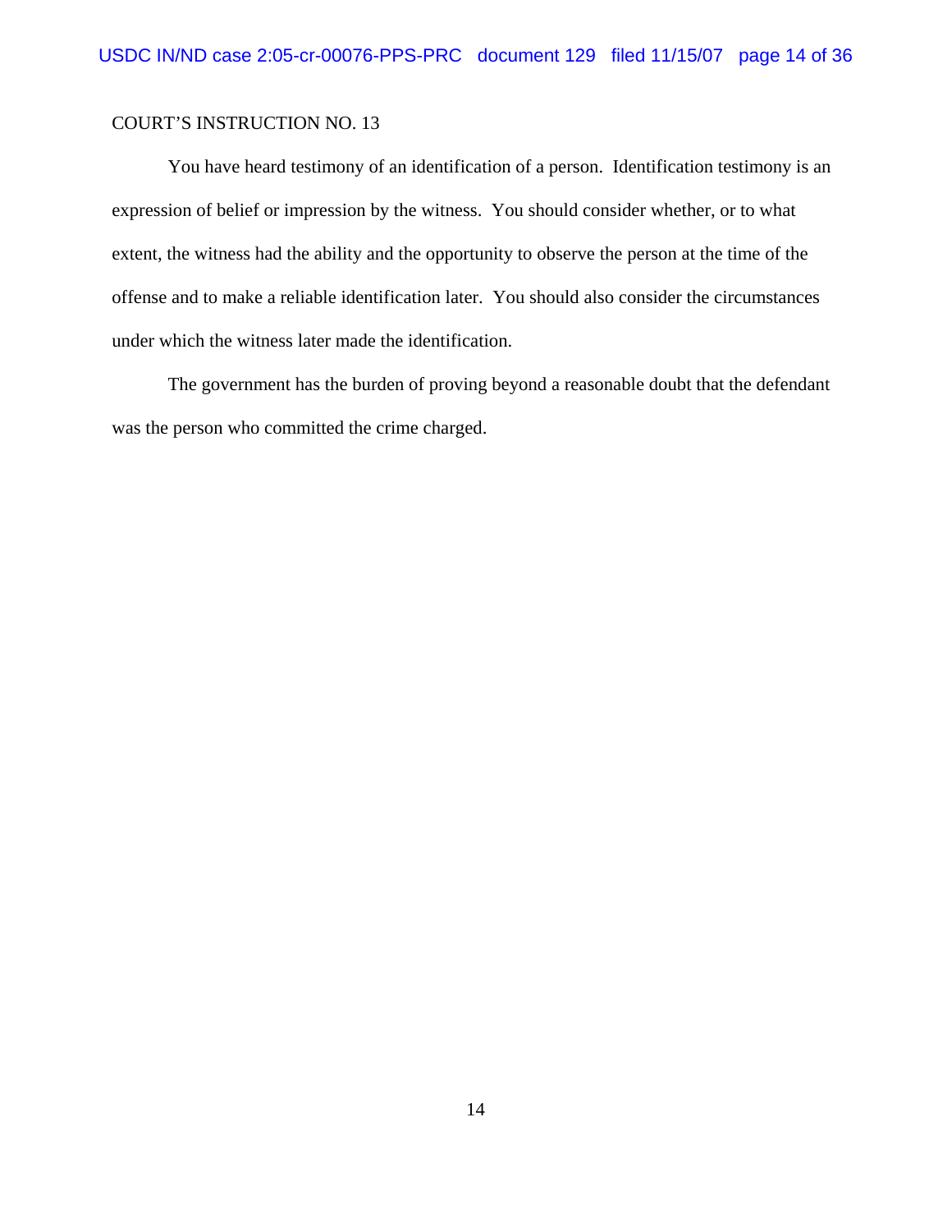COURT'S INSTRUCTION NO. 13

You have heard testimony of an identification of a person. Identification testimony is an expression of belief or impression by the witness. You should consider whether, or to what extent, the witness had the ability and the opportunity to observe the person at the time of the offense and to make a reliable identification later. You should also consider the circumstances under which the witness later made the identification.

The government has the burden of proving beyond a reasonable doubt that the defendant was the person who committed the crime charged.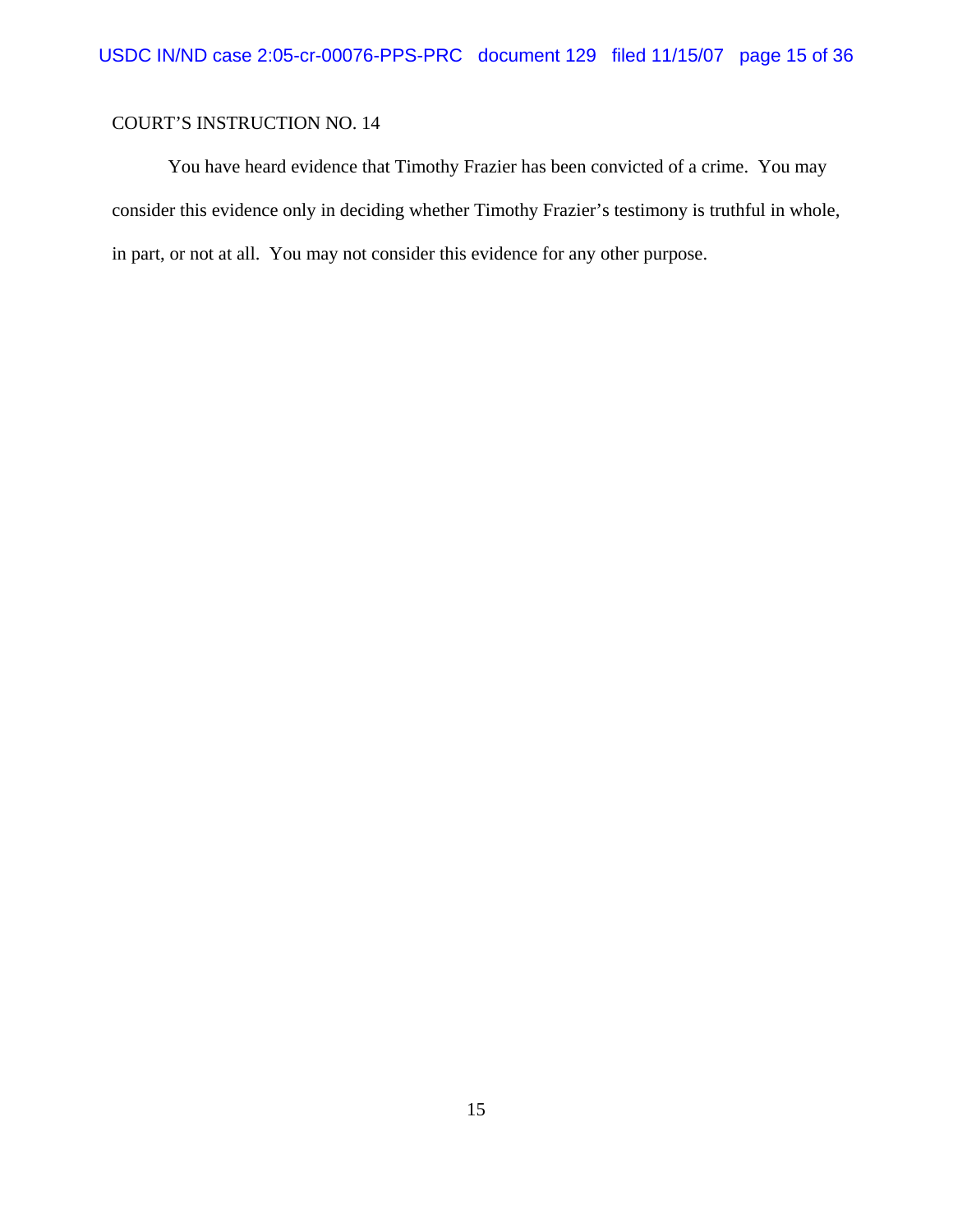COURT'S INSTRUCTION NO. 14

You have heard evidence that Timothy Frazier has been convicted of a crime. You may consider this evidence only in deciding whether Timothy Frazier's testimony is truthful in whole, in part, or not at all. You may not consider this evidence for any other purpose.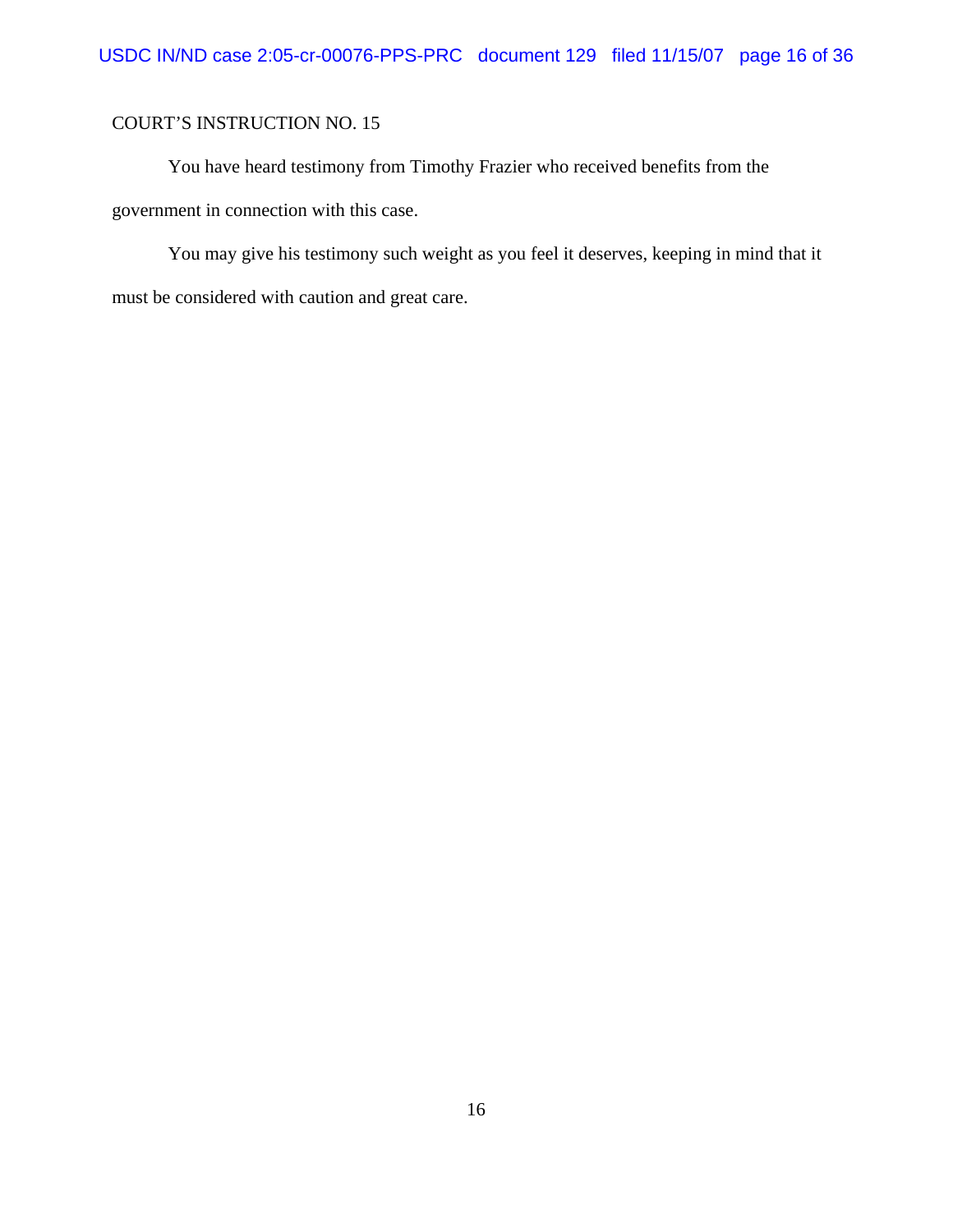COURT'S INSTRUCTION NO. 15

You have heard testimony from Timothy Frazier who received benefits from the government in connection with this case.

You may give his testimony such weight as you feel it deserves, keeping in mind that it must be considered with caution and great care.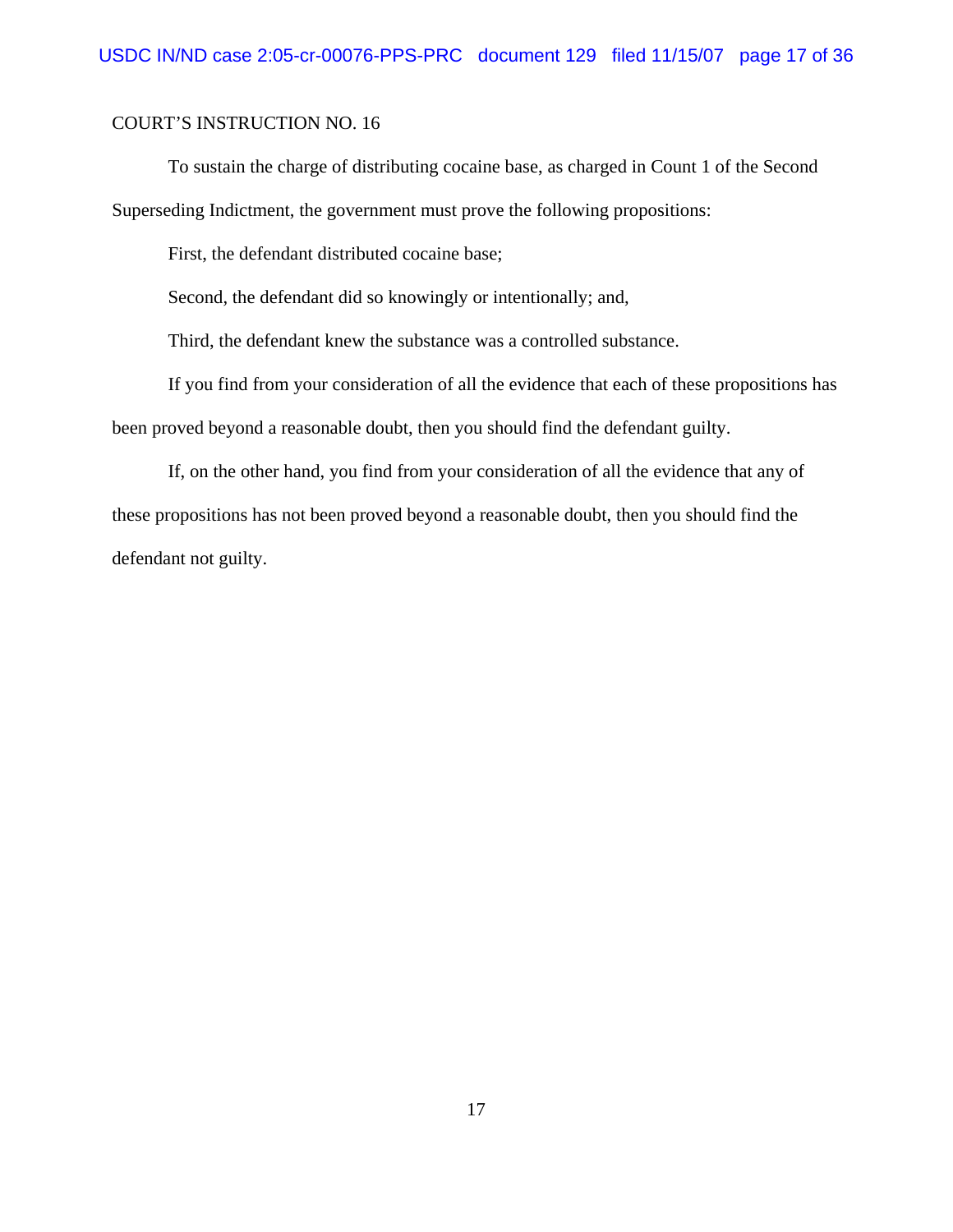COURT'S INSTRUCTION NO. 16

To sustain the charge of distributing cocaine base, as charged in Count 1 of the Second Superseding Indictment, the government must prove the following propositions:

First, the defendant distributed cocaine base;

Second, the defendant did so knowingly or intentionally; and,

Third, the defendant knew the substance was a controlled substance.

If you find from your consideration of all the evidence that each of these propositions has been proved beyond a reasonable doubt, then you should find the defendant guilty.

If, on the other hand, you find from your consideration of all the evidence that any of these propositions has not been proved beyond a reasonable doubt, then you should find the defendant not guilty.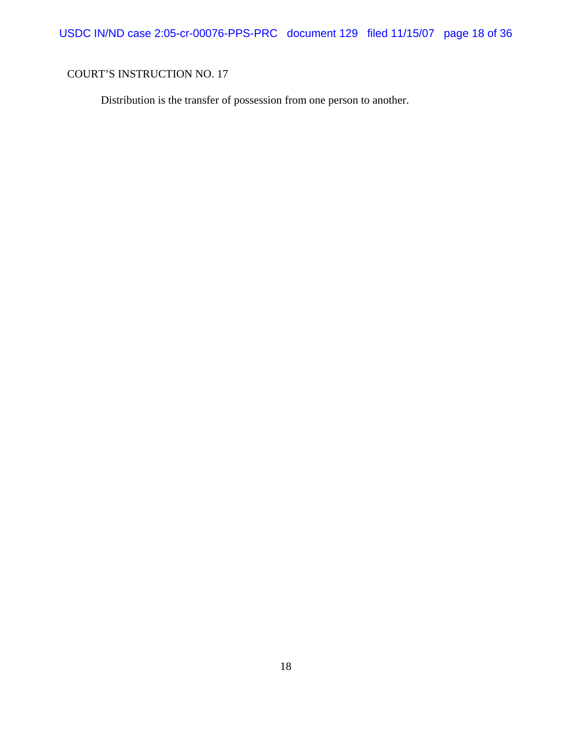COURT'S INSTRUCTION NO. 17

Distribution is the transfer of possession from one person to another.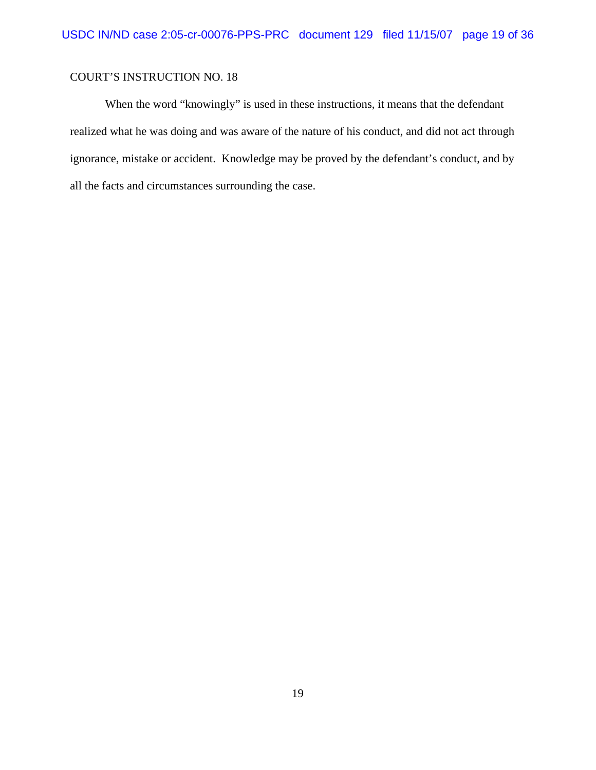COURT'S INSTRUCTION NO. 18

When the word "knowingly" is used in these instructions, it means that the defendant realized what he was doing and was aware of the nature of his conduct, and did not act through ignorance, mistake or accident. Knowledge may be proved by the defendant's conduct, and by all the facts and circumstances surrounding the case.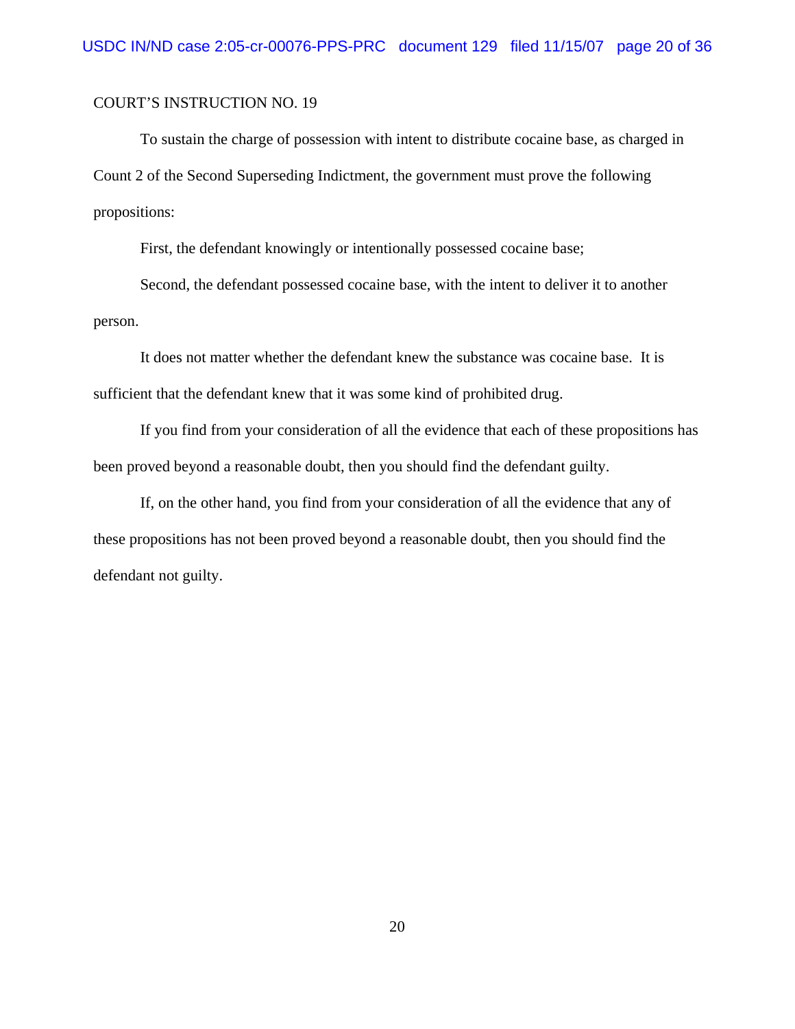COURT'S INSTRUCTION NO. 19

To sustain the charge of possession with intent to distribute cocaine base, as charged in Count 2 of the Second Superseding Indictment, the government must prove the following propositions:

First, the defendant knowingly or intentionally possessed cocaine base;

Second, the defendant possessed cocaine base, with the intent to deliver it to another person.

It does not matter whether the defendant knew the substance was cocaine base. It is sufficient that the defendant knew that it was some kind of prohibited drug.

If you find from your consideration of all the evidence that each of these propositions has been proved beyond a reasonable doubt, then you should find the defendant guilty.

If, on the other hand, you find from your consideration of all the evidence that any of these propositions has not been proved beyond a reasonable doubt, then you should find the defendant not guilty.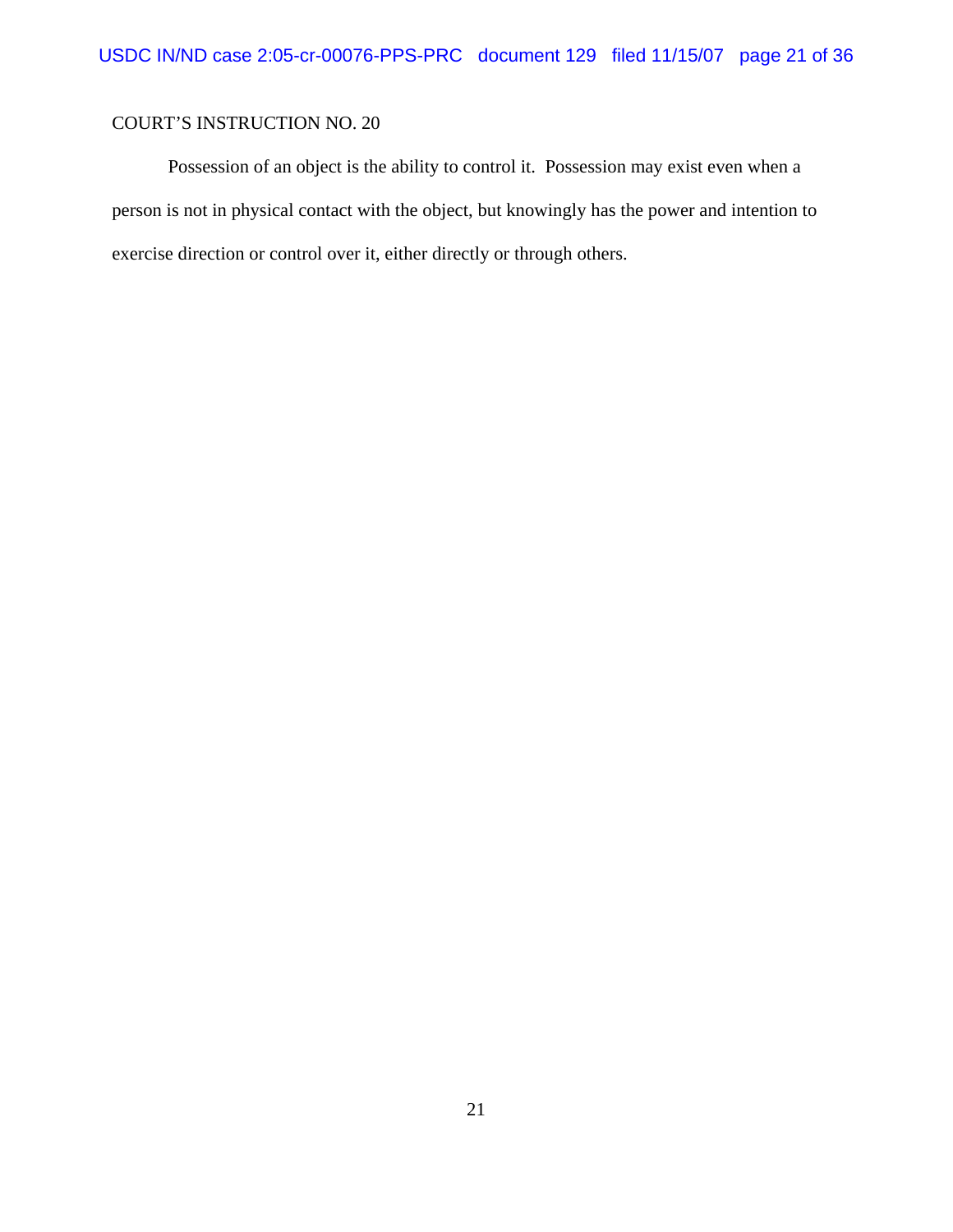COURT'S INSTRUCTION NO. 20

Possession of an object is the ability to control it. Possession may exist even when a person is not in physical contact with the object, but knowingly has the power and intention to exercise direction or control over it, either directly or through others.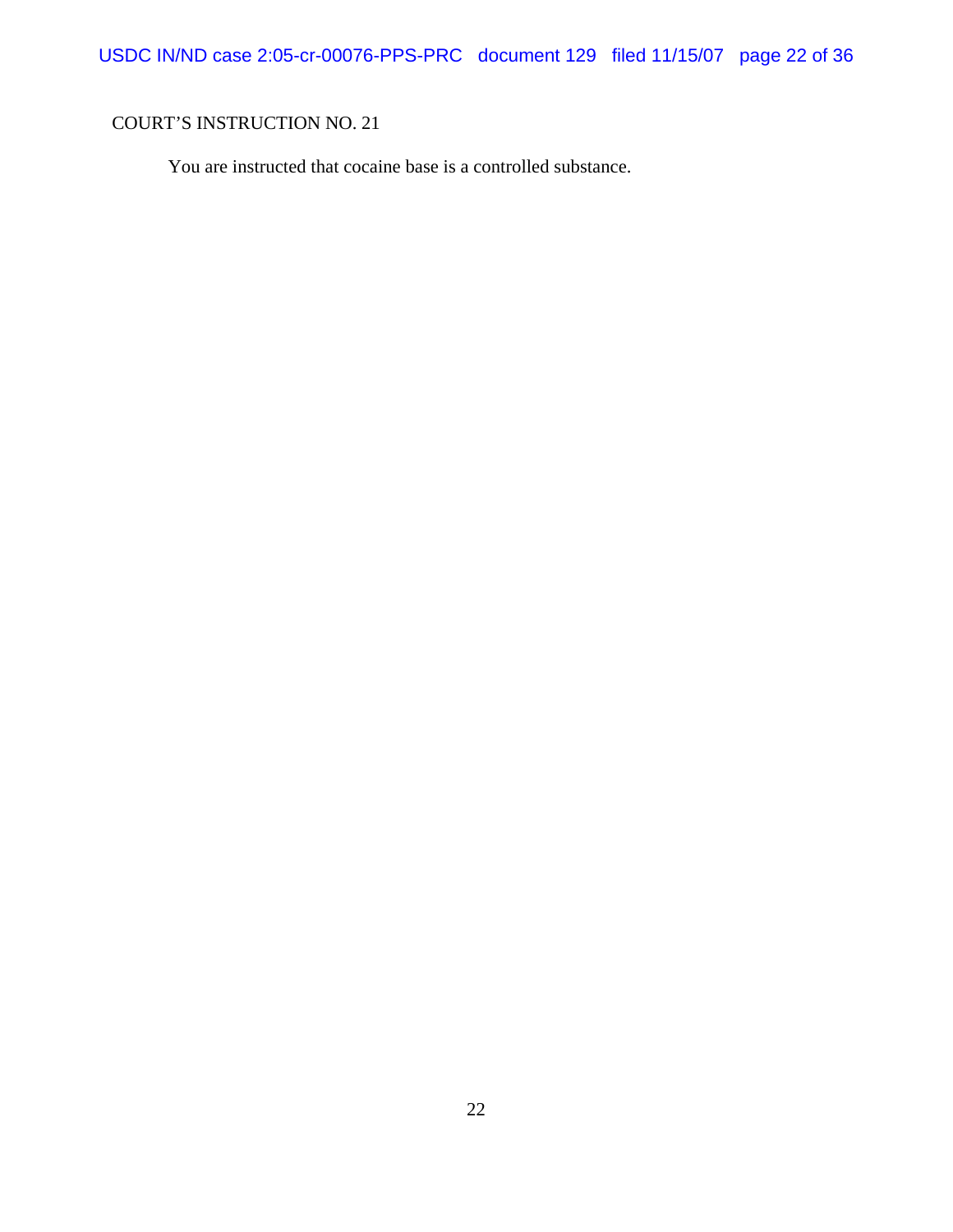COURT'S INSTRUCTION NO. 21

You are instructed that cocaine base is a controlled substance.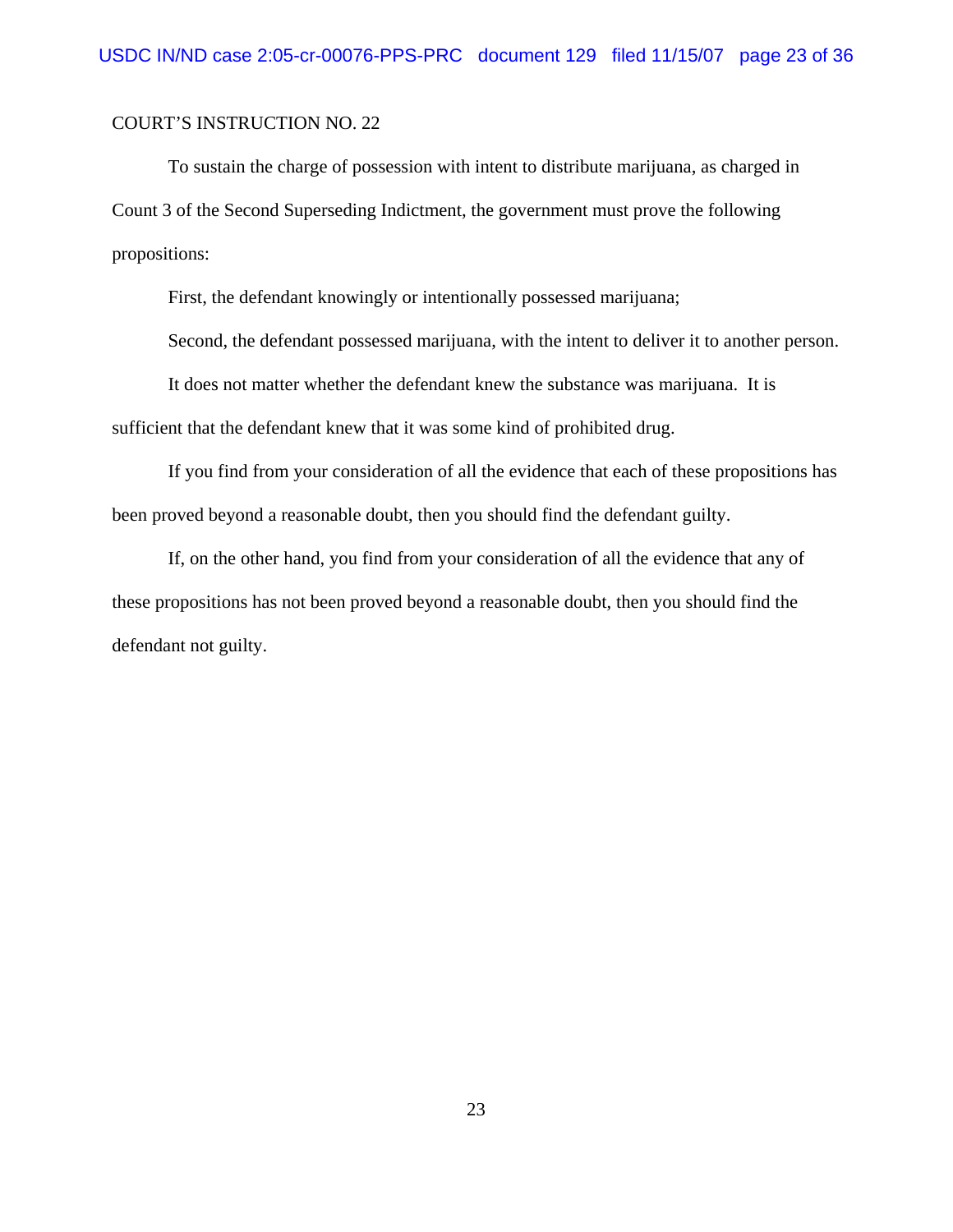COURT'S INSTRUCTION NO. 22

To sustain the charge of possession with intent to distribute marijuana, as charged in Count 3 of the Second Superseding Indictment, the government must prove the following propositions:

First, the defendant knowingly or intentionally possessed marijuana;

Second, the defendant possessed marijuana, with the intent to deliver it to another person.

It does not matter whether the defendant knew the substance was marijuana. It is sufficient that the defendant knew that it was some kind of prohibited drug.

If you find from your consideration of all the evidence that each of these propositions has been proved beyond a reasonable doubt, then you should find the defendant guilty.

If, on the other hand, you find from your consideration of all the evidence that any of these propositions has not been proved beyond a reasonable doubt, then you should find the defendant not guilty.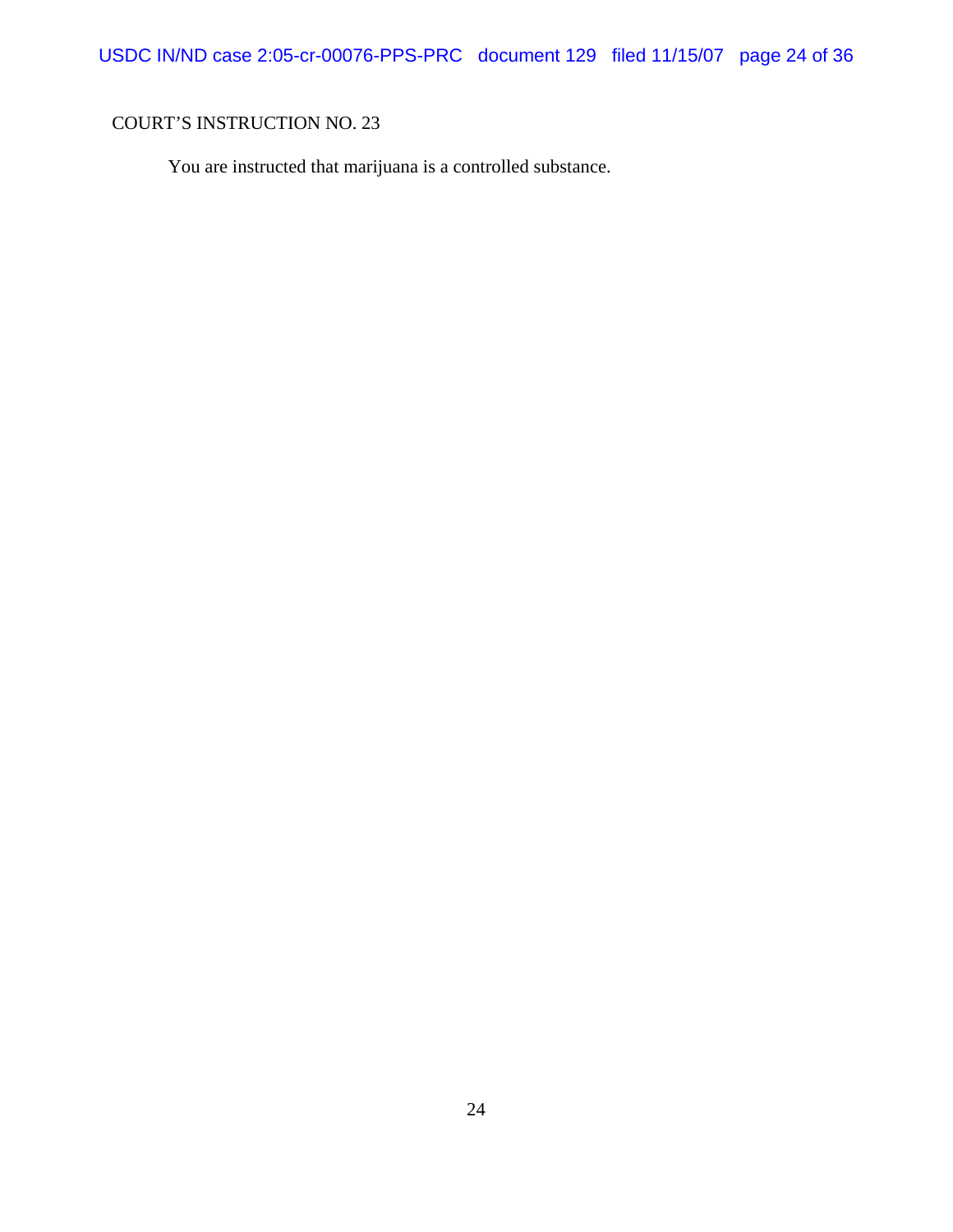COURT'S INSTRUCTION NO. 23

You are instructed that marijuana is a controlled substance.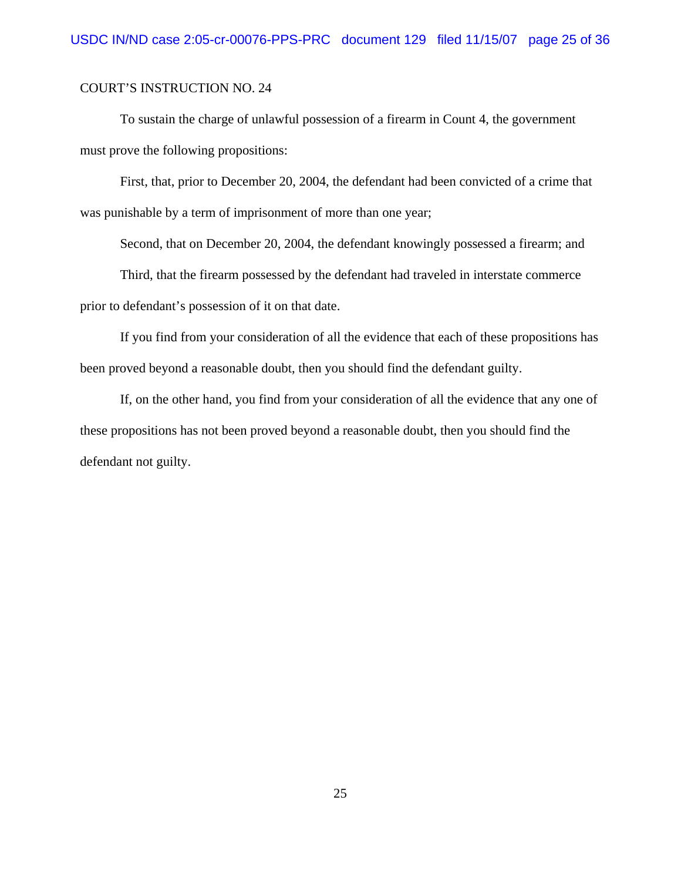COURT'S INSTRUCTION NO. 24

To sustain the charge of unlawful possession of a firearm in Count 4, the government must prove the following propositions:

First, that, prior to December 20, 2004, the defendant had been convicted of a crime that was punishable by a term of imprisonment of more than one year;

Second, that on December 20, 2004, the defendant knowingly possessed a firearm; and

Third, that the firearm possessed by the defendant had traveled in interstate commerce prior to defendant's possession of it on that date.

If you find from your consideration of all the evidence that each of these propositions has been proved beyond a reasonable doubt, then you should find the defendant guilty.

If, on the other hand, you find from your consideration of all the evidence that any one of these propositions has not been proved beyond a reasonable doubt, then you should find the defendant not guilty.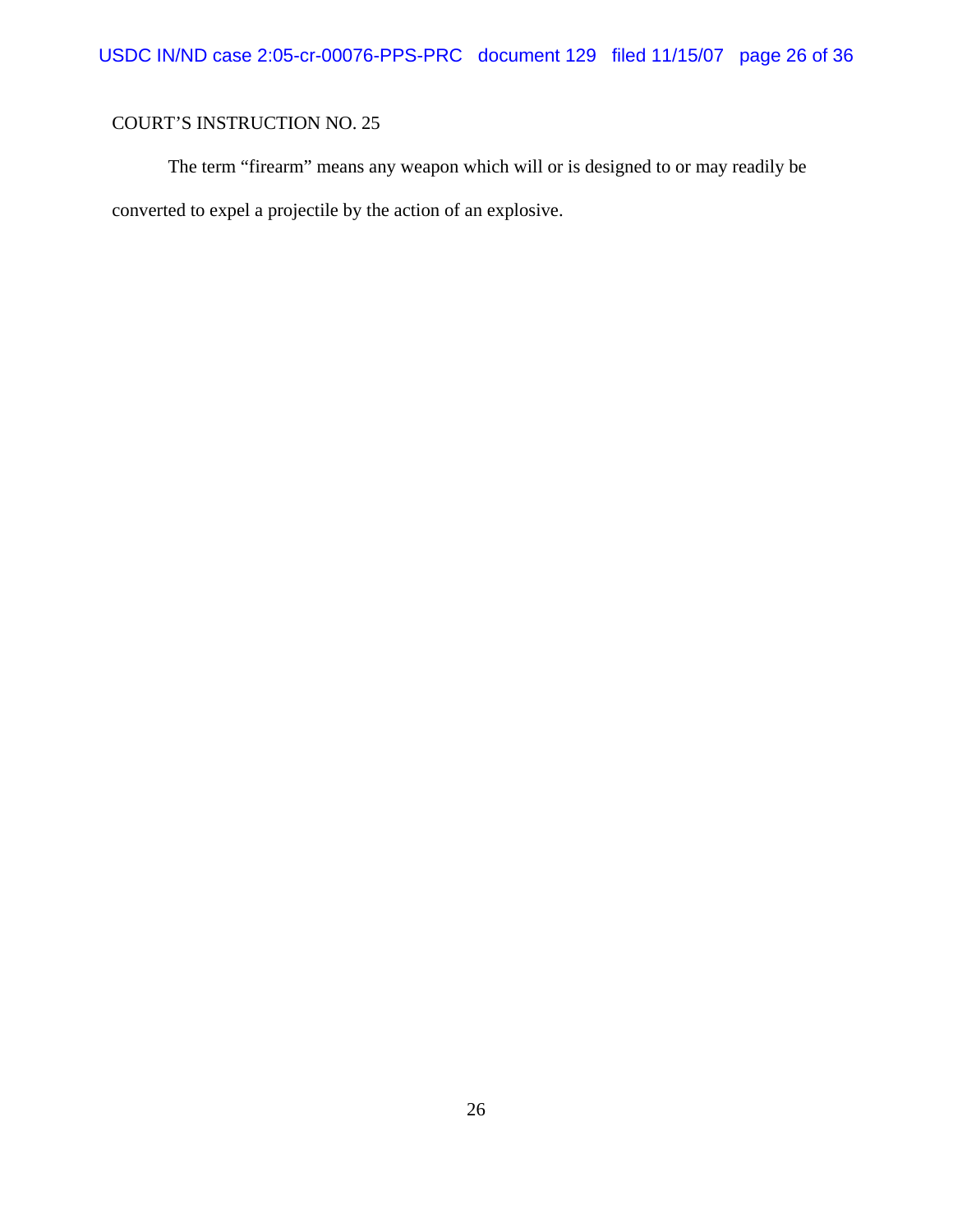COURT'S INSTRUCTION NO. 25

The term "firearm" means any weapon which will or is designed to or may readily be converted to expel a projectile by the action of an explosive.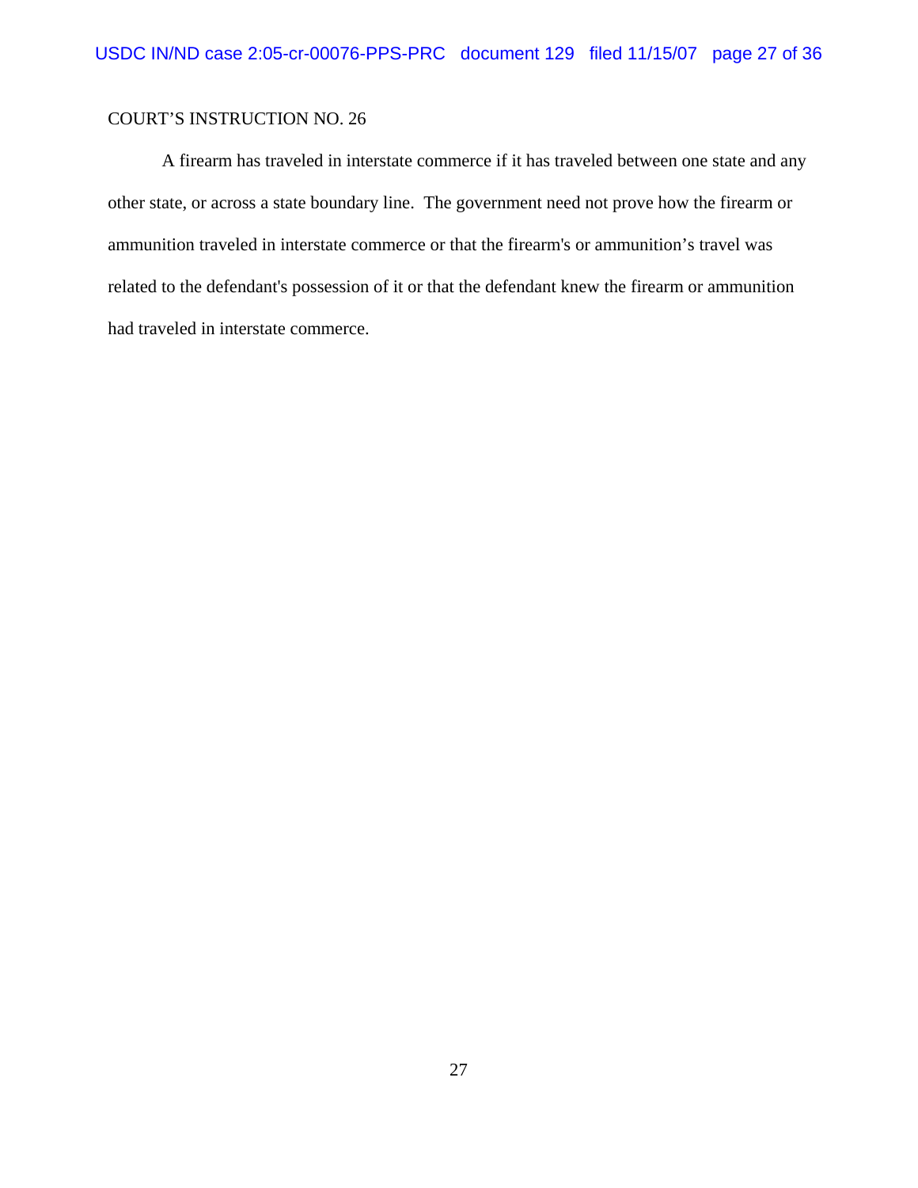COURT'S INSTRUCTION NO. 26

A firearm has traveled in interstate commerce if it has traveled between one state and any other state, or across a state boundary line. The government need not prove how the firearm or ammunition traveled in interstate commerce or that the firearm's or ammunition's travel was related to the defendant's possession of it or that the defendant knew the firearm or ammunition had traveled in interstate commerce.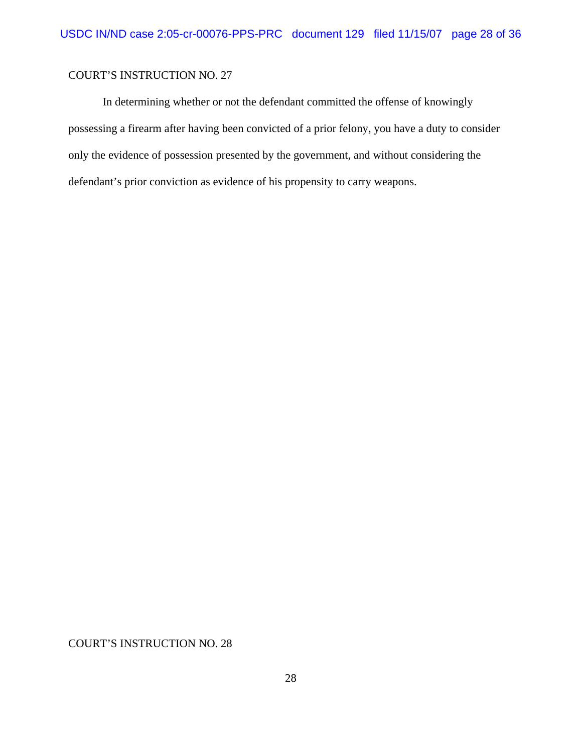COURT'S INSTRUCTION NO. 27

In determining whether or not the defendant committed the offense of knowingly possessing a firearm after having been convicted of a prior felony, you have a duty to consider only the evidence of possession presented by the government, and without considering the defendant's prior conviction as evidence of his propensity to carry weapons.

COURT'S INSTRUCTION NO. 28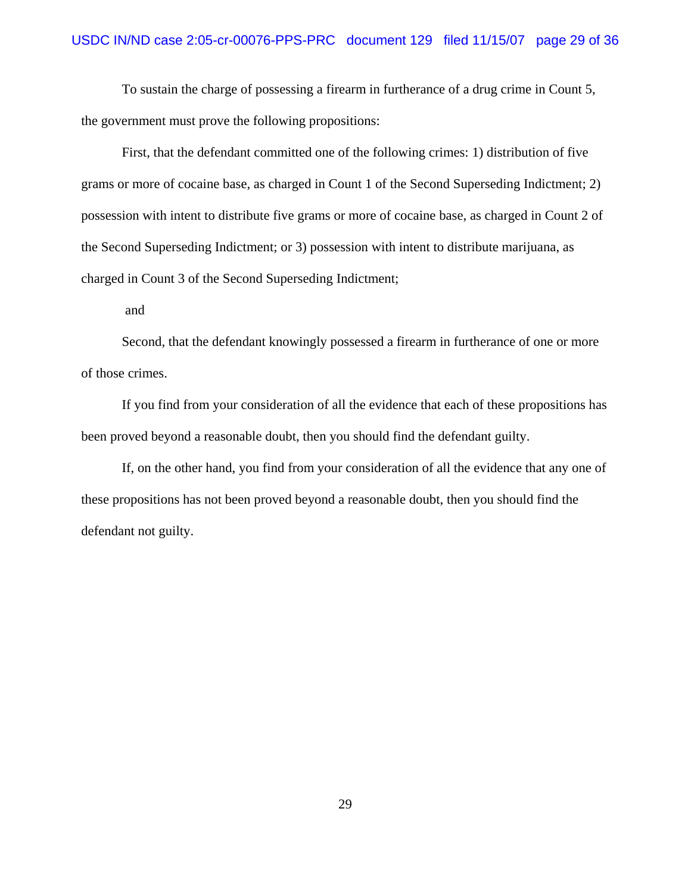To sustain the charge of possessing a firearm in furtherance of a drug crime in Count 5, the government must prove the following propositions:

First, that the defendant committed one of the following crimes: 1) distribution of five grams or more of cocaine base, as charged in Count 1 of the Second Superseding Indictment; 2) possession with intent to distribute five grams or more of cocaine base, as charged in Count 2 of the Second Superseding Indictment; or 3) possession with intent to distribute marijuana, as charged in Count 3 of the Second Superseding Indictment;

and

Second, that the defendant knowingly possessed a firearm in furtherance of one or more of those crimes.

If you find from your consideration of all the evidence that each of these propositions has been proved beyond a reasonable doubt, then you should find the defendant guilty.

If, on the other hand, you find from your consideration of all the evidence that any one of these propositions has not been proved beyond a reasonable doubt, then you should find the defendant not guilty.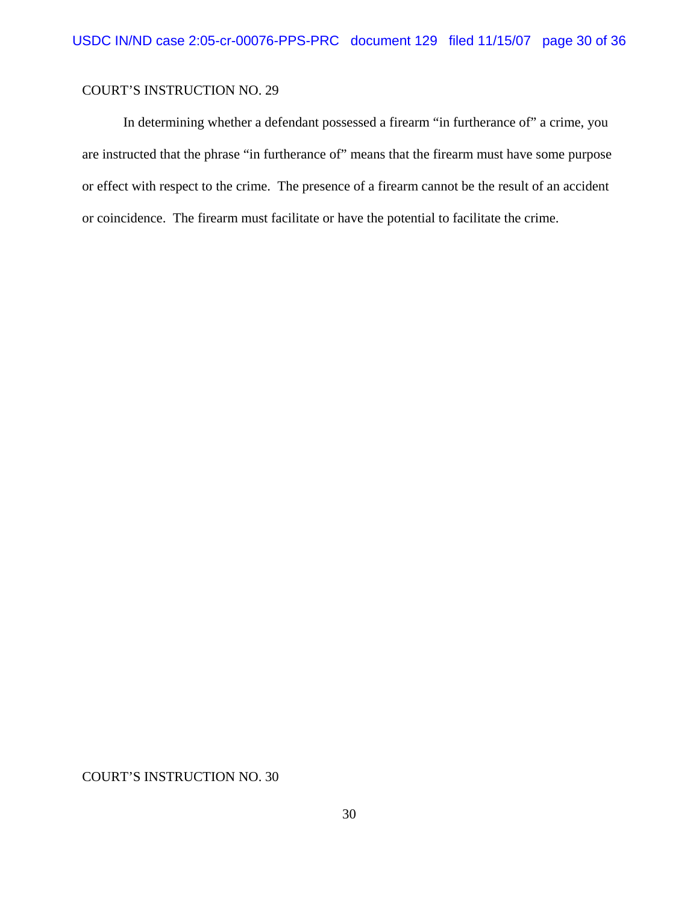COURT'S INSTRUCTION NO. 29

In determining whether a defendant possessed a firearm "in furtherance of" a crime, you are instructed that the phrase "in furtherance of" means that the firearm must have some purpose or effect with respect to the crime. The presence of a firearm cannot be the result of an accident or coincidence. The firearm must facilitate or have the potential to facilitate the crime.

COURT'S INSTRUCTION NO. 30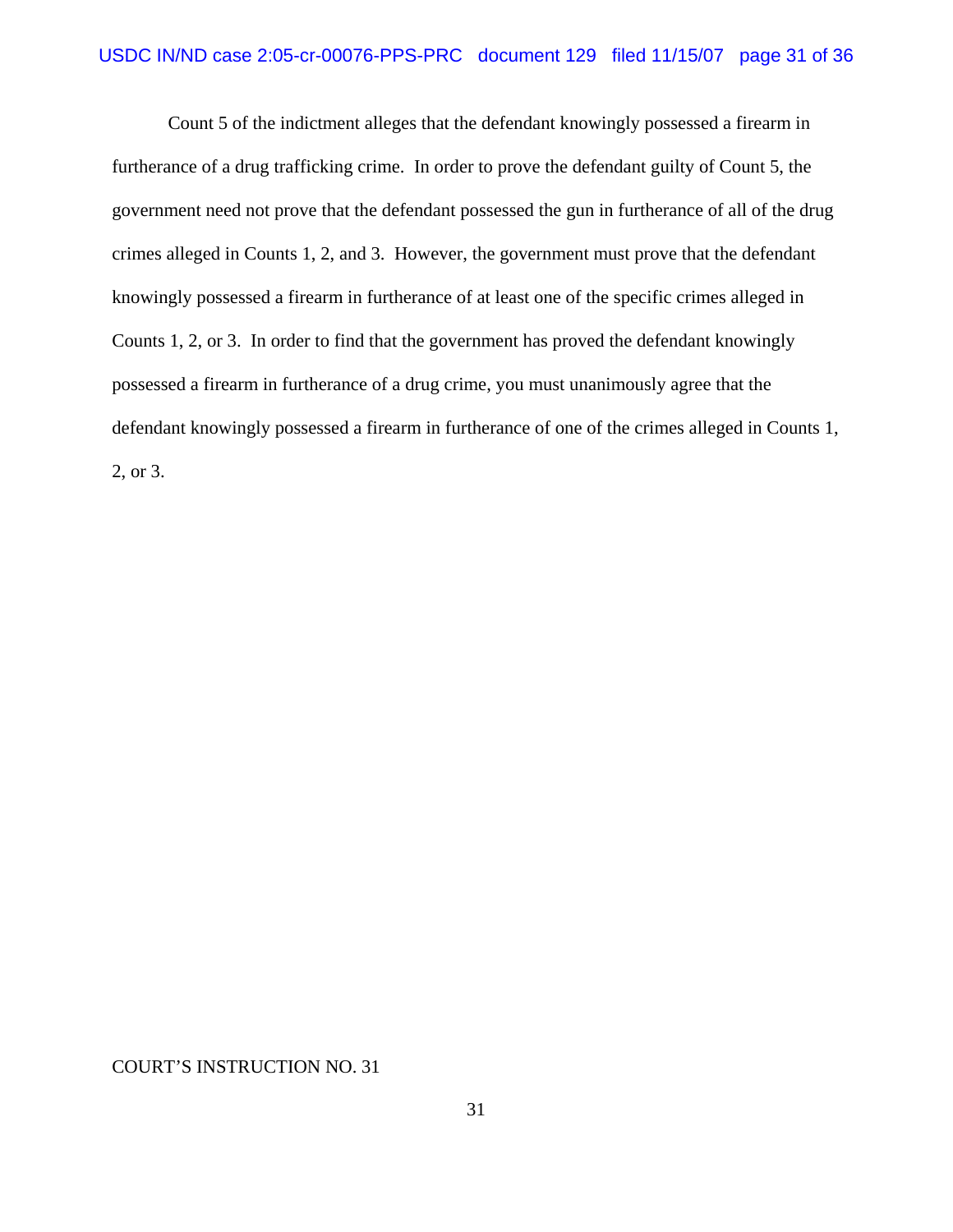Count 5 of the indictment alleges that the defendant knowingly possessed a firearm in furtherance of a drug trafficking crime. In order to prove the defendant guilty of Count 5, the government need not prove that the defendant possessed the gun in furtherance of all of the drug crimes alleged in Counts 1, 2, and 3. However, the government must prove that the defendant knowingly possessed a firearm in furtherance of at least one of the specific crimes alleged in Counts 1, 2, or 3. In order to find that the government has proved the defendant knowingly possessed a firearm in furtherance of a drug crime, you must unanimously agree that the defendant knowingly possessed a firearm in furtherance of one of the crimes alleged in Counts 1, 2, or 3.

COURT'S INSTRUCTION NO. 31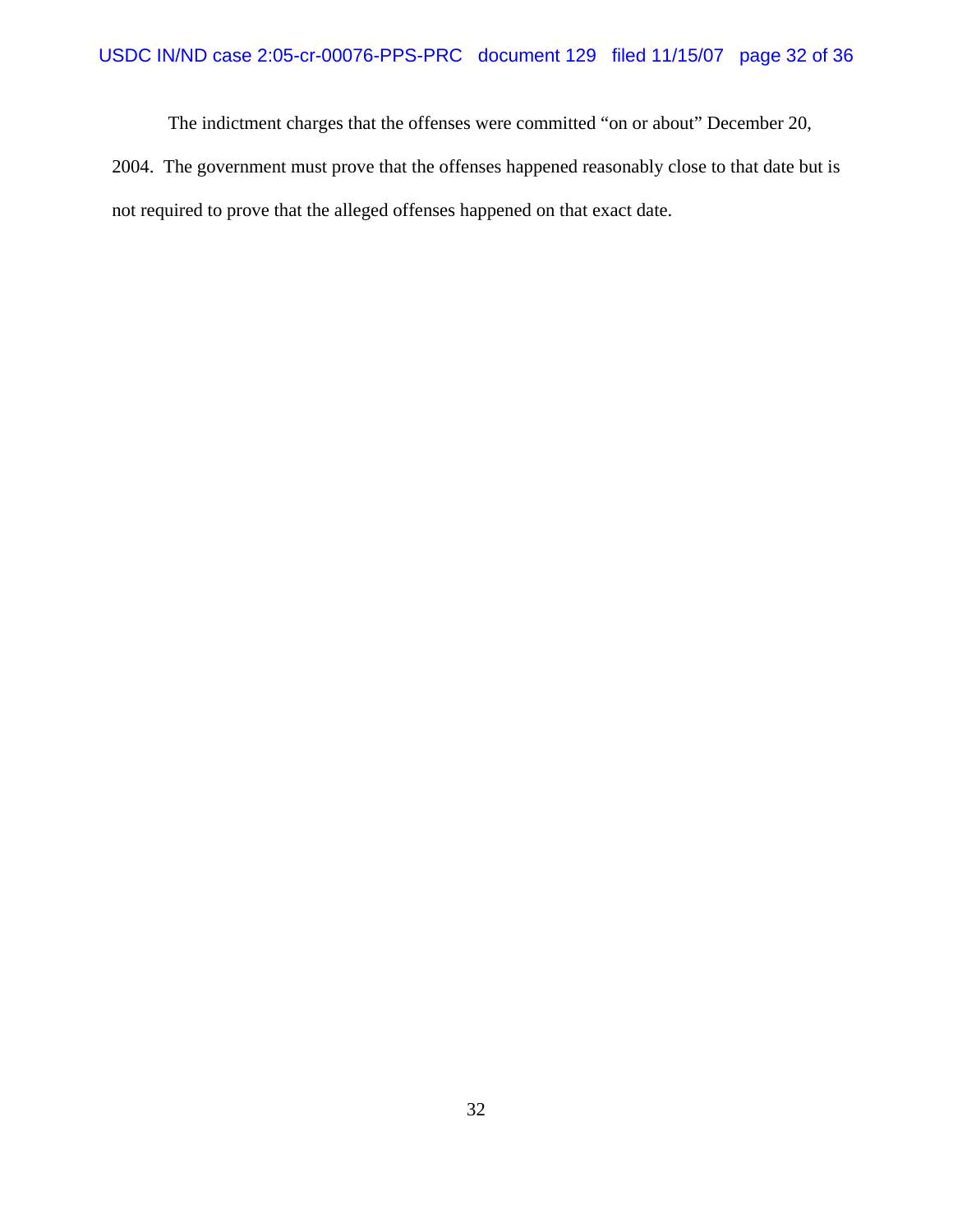The indictment charges that the offenses were committed "on or about" December 20, 2004. The government must prove that the offenses happened reasonably close to that date but is not required to prove that the alleged offenses happened on that exact date.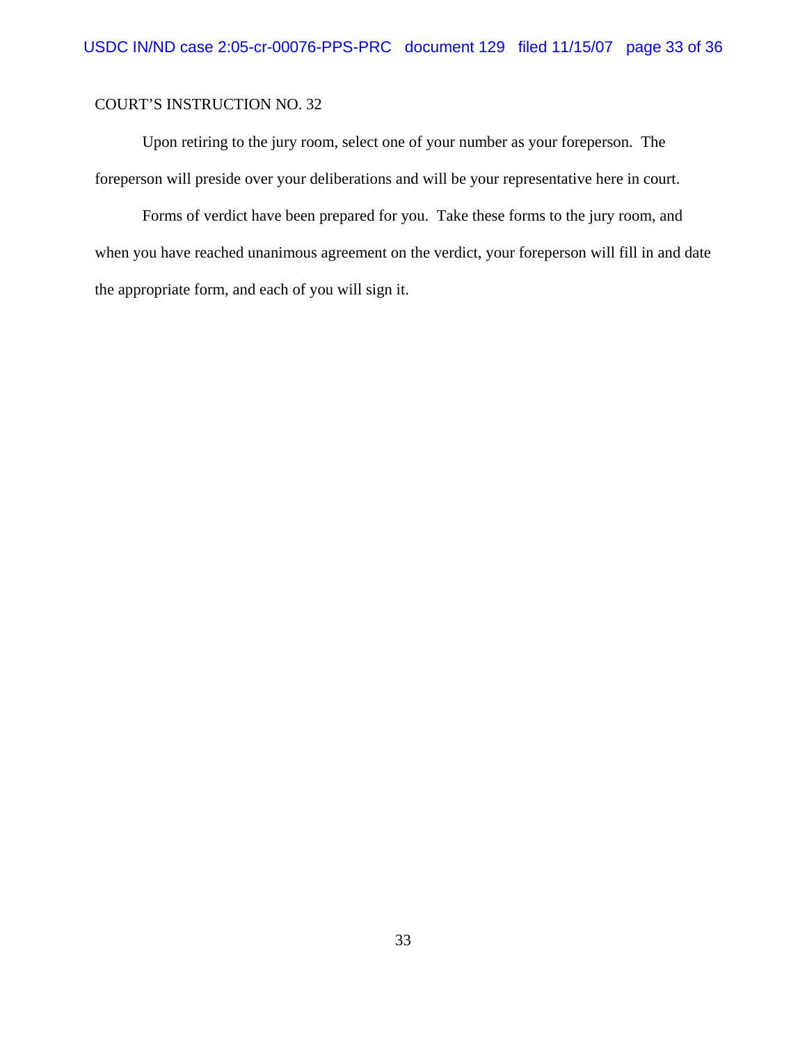COURT'S INSTRUCTION NO. 32

Upon retiring to the jury room, select one of your number as your foreperson. The foreperson will preside over your deliberations and will be your representative here in court.

Forms of verdict have been prepared for you. Take these forms to the jury room, and when you have reached unanimous agreement on the verdict, your foreperson will fill in and date the appropriate form, and each of you will sign it.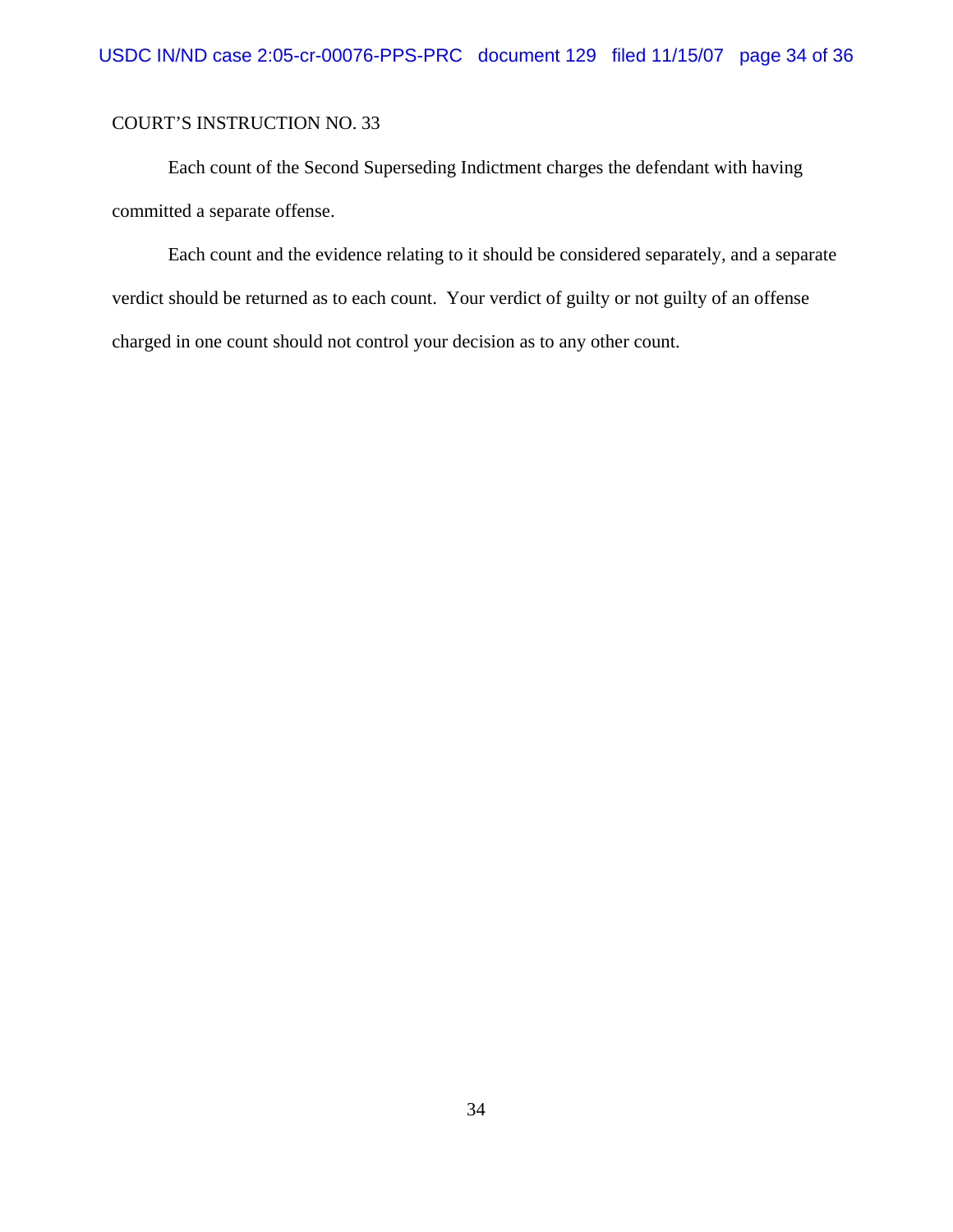COURT'S INSTRUCTION NO. 33

Each count of the Second Superseding Indictment charges the defendant with having committed a separate offense.

Each count and the evidence relating to it should be considered separately, and a separate verdict should be returned as to each count. Your verdict of guilty or not guilty of an offense charged in one count should not control your decision as to any other count.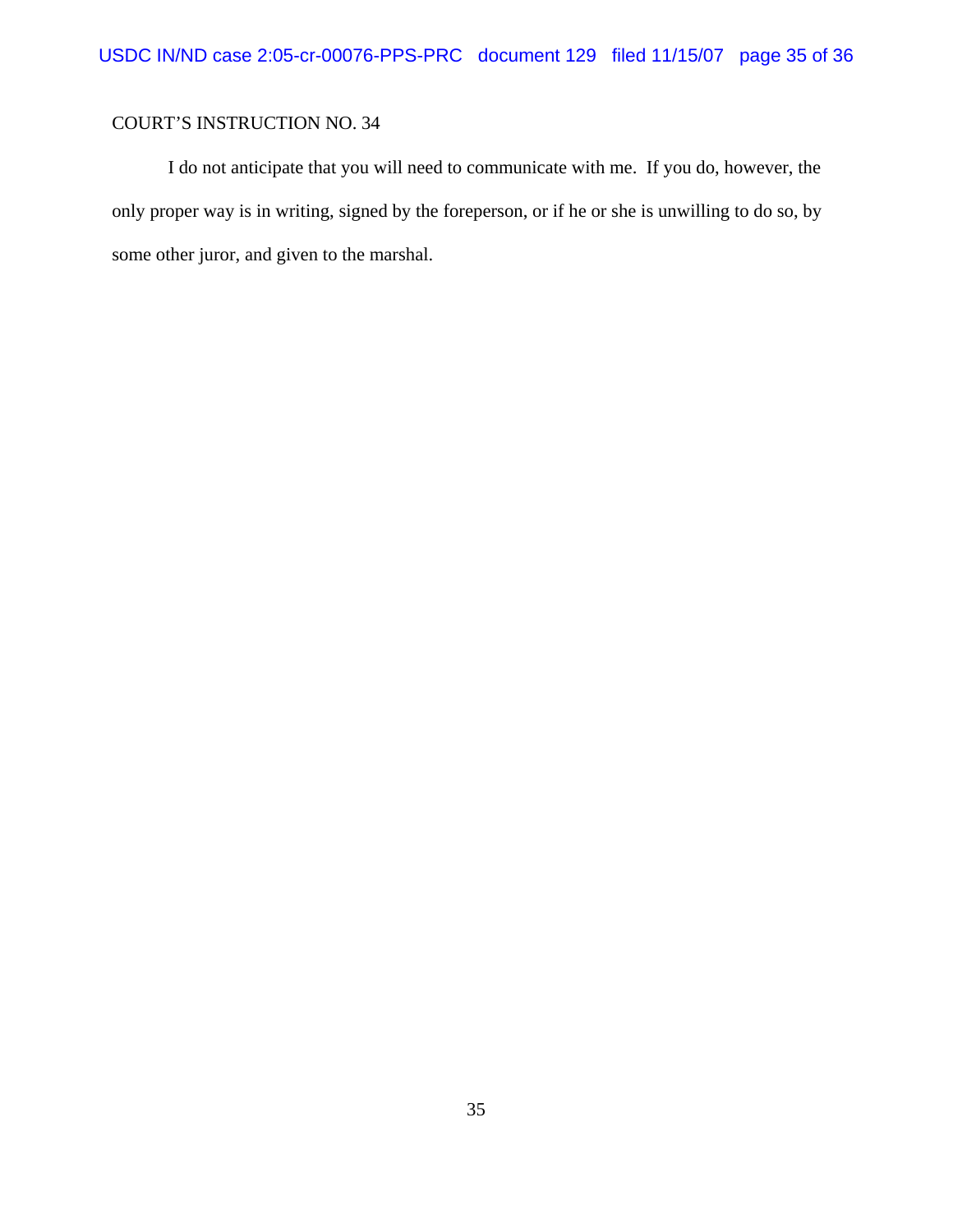COURT'S INSTRUCTION NO. 34

I do not anticipate that you will need to communicate with me. If you do, however, the only proper way is in writing, signed by the foreperson, or if he or she is unwilling to do so, by some other juror, and given to the marshal.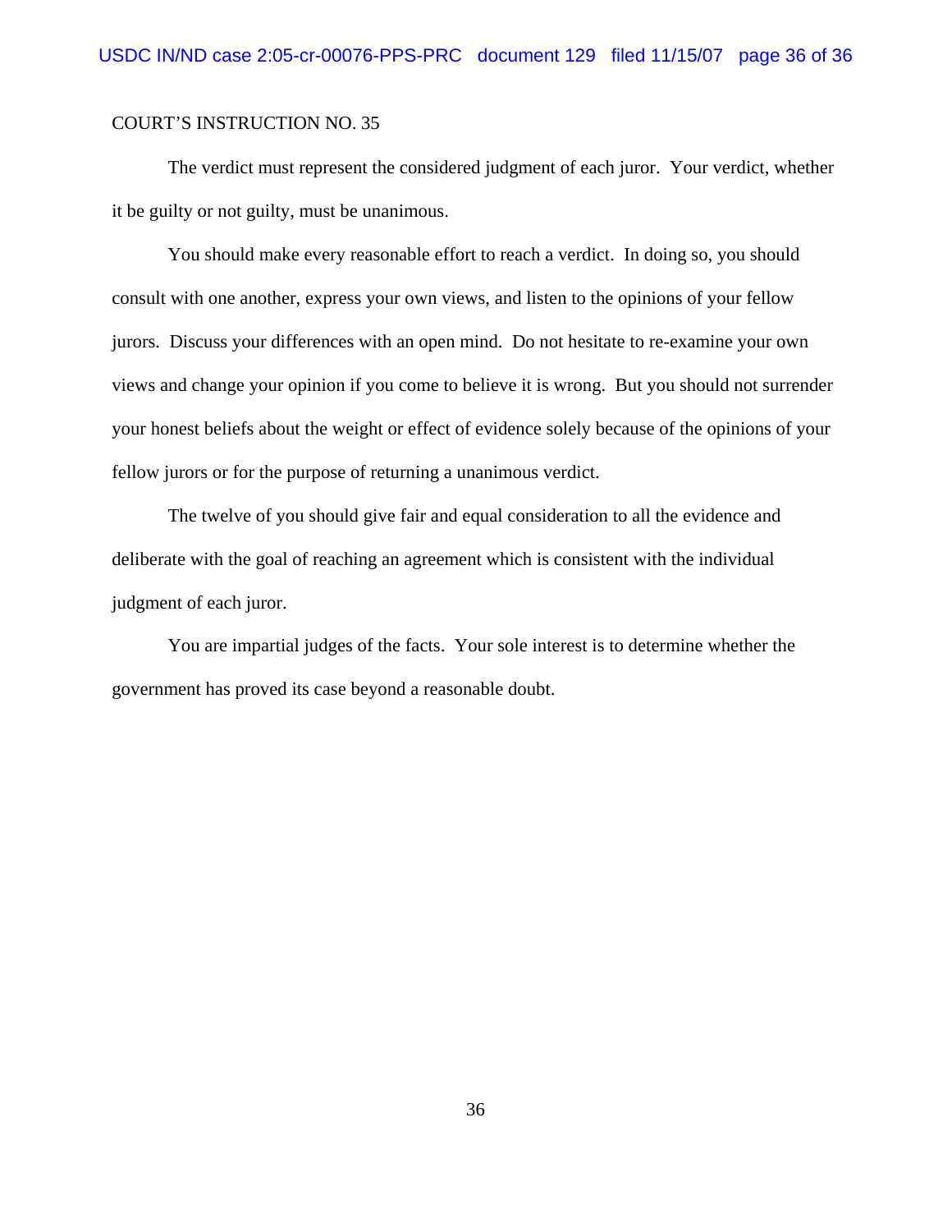COURT'S INSTRUCTION NO. 35

The verdict must represent the considered judgment of each juror. Your verdict, whether it be guilty or not guilty, must be unanimous.

You should make every reasonable effort to reach a verdict. In doing so, you should consult with one another, express your own views, and listen to the opinions of your fellow jurors. Discuss your differences with an open mind. Do not hesitate to re-examine your own views and change your opinion if you come to believe it is wrong. But you should not surrender your honest beliefs about the weight or effect of evidence solely because of the opinions of your fellow jurors or for the purpose of returning a unanimous verdict.

The twelve of you should give fair and equal consideration to all the evidence and deliberate with the goal of reaching an agreement which is consistent with the individual judgment of each juror.

You are impartial judges of the facts. Your sole interest is to determine whether the government has proved its case beyond a reasonable doubt.